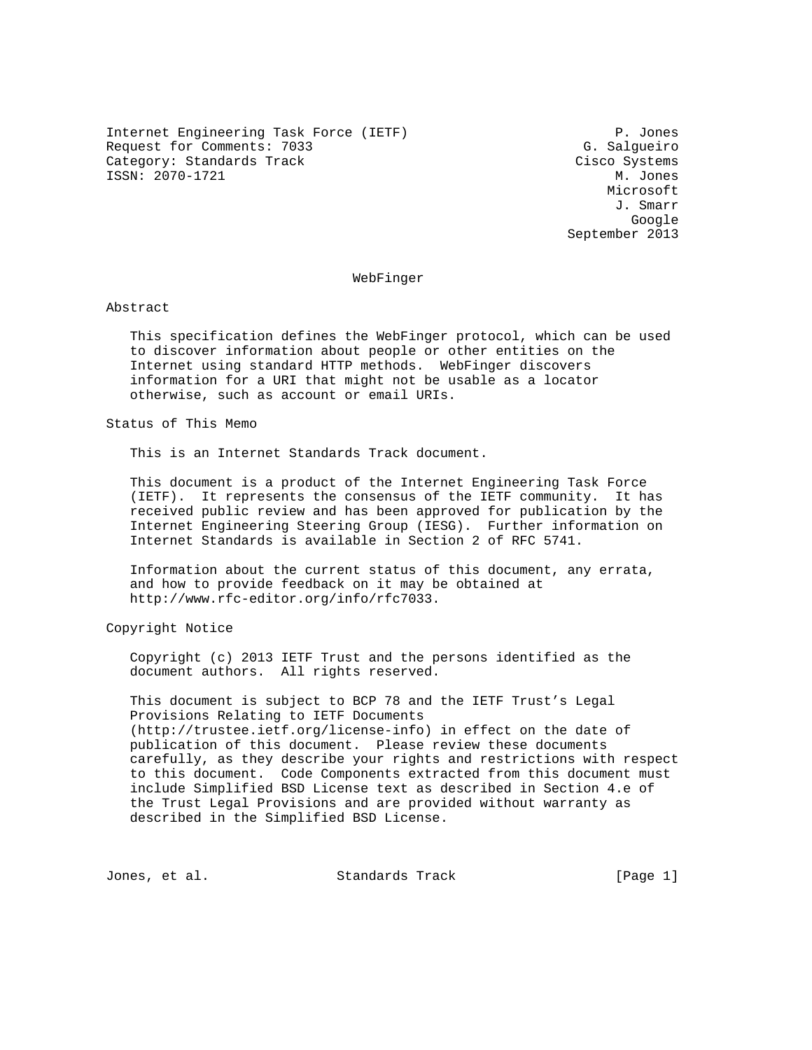Internet Engineering Task Force (IETF) P. Jones
Request for Comments: 7033 G. Salgueiro
Category: Standards Track Cisco Systems
ISSN: 2070-1721 M. Jones
Microsoft
J. Smarr
Google
September 2013

# WebFinger

## Abstract

This specification defines the WebFinger protocol, which can be used to discover information about people or other entities on the Internet using standard HTTP methods. WebFinger discovers information for a URI that might not be usable as a locator otherwise, such as account or email URIs.

## Status of This Memo

This is an Internet Standards Track document.

This document is a product of the Internet Engineering Task Force (IETF). It represents the consensus of the IETF community. It has received public review and has been approved for publication by the Internet Engineering Steering Group (IESG). Further information on Internet Standards is available in Section 2 of RFC 5741.

Information about the current status of this document, any errata, and how to provide feedback on it may be obtained at http://www.rfc-editor.org/info/rfc7033.

## Copyright Notice

Copyright (c) 2013 IETF Trust and the persons identified as the document authors. All rights reserved.

This document is subject to BCP 78 and the IETF Trust's Legal Provisions Relating to IETF Documents (http://trustee.ietf.org/license-info) in effect on the date of publication of this document. Please review these documents carefully, as they describe your rights and restrictions with respect to this document. Code Components extracted from this document must include Simplified BSD License text as described in Section 4.e of the Trust Legal Provisions and are provided without warranty as described in the Simplified BSD License.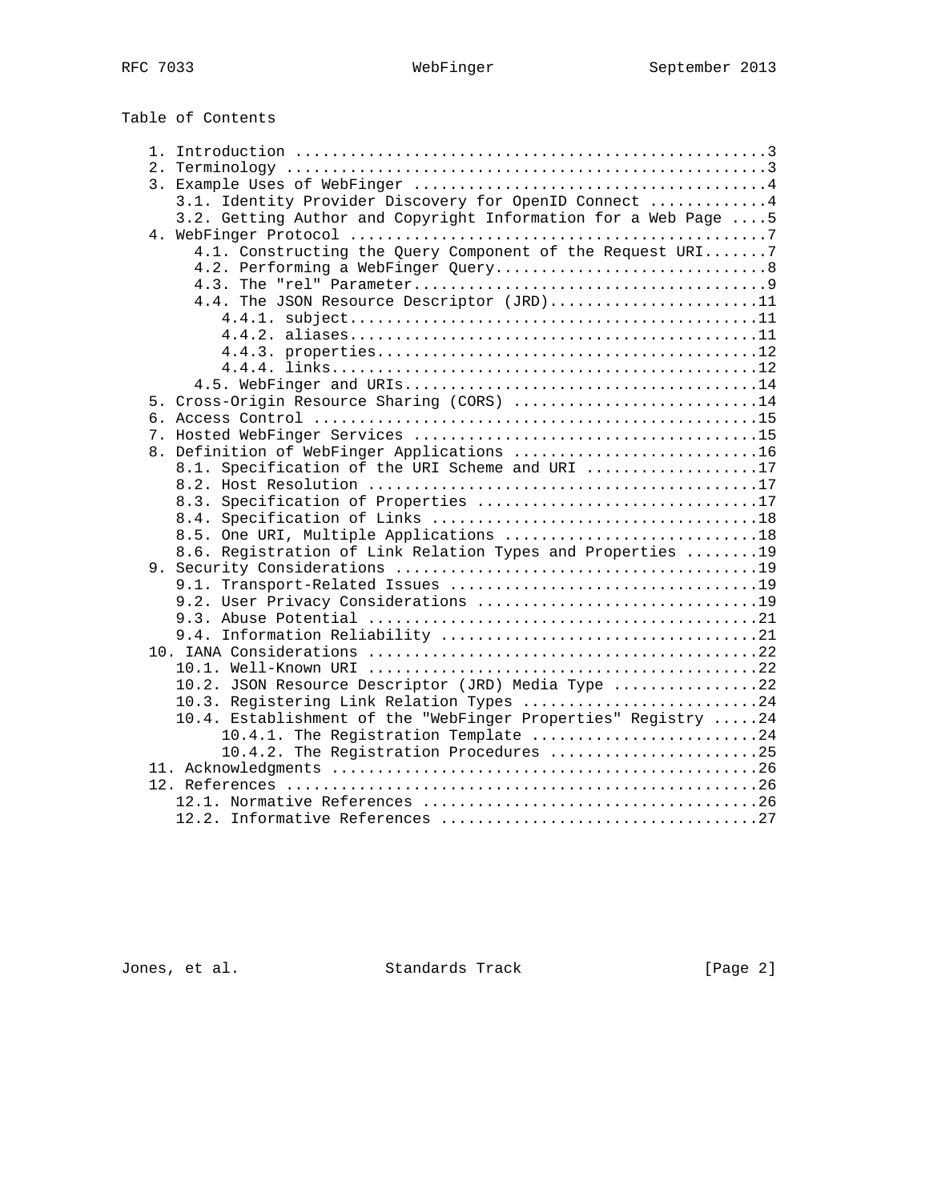Table of Contents

```
   1. Introduction ....................................................3
   2. Terminology .....................................................3
   3. Example Uses of WebFinger .......................................4
      3.1. Identity Provider Discovery for OpenID Connect .............4
      3.2. Getting Author and Copyright Information for a Web Page ....5
   4. WebFinger Protocol ..............................................7
        4.1. Constructing the Query Component of the Request URI.......7
        4.2. Performing a WebFinger Query..............................8
        4.3. The "rel" Parameter.......................................9
        4.4. The JSON Resource Descriptor (JRD)........................11
           4.4.1. subject..............................................11
           4.4.2. aliases..............................................11
           4.4.3. properties...........................................12
           4.4.4. links................................................12
        4.5. WebFinger and URIs........................................14
   5. Cross-Origin Resource Sharing (CORS) ............................14
   6. Access Control ..................................................15
   7. Hosted WebFinger Services .......................................15
   8. Definition of WebFinger Applications ............................16
      8.1. Specification of the URI Scheme and URI ....................17
      8.2. Host Resolution ............................................17
      8.3. Specification of Properties ................................17
      8.4. Specification of Links .....................................18
      8.5. One URI, Multiple Applications .............................18
      8.6. Registration of Link Relation Types and Properties .........19
   9. Security Considerations .........................................19
      9.1. Transport-Related Issues ...................................19
      9.2. User Privacy Considerations ................................19
      9.3. Abuse Potential ............................................21
      9.4. Information Reliability ....................................21
   10. IANA Considerations ............................................22
      10.1. Well-Known URI ............................................22
      10.2. JSON Resource Descriptor (JRD) Media Type .................22
      10.3. Registering Link Relation Types ...........................24
      10.4. Establishment of the "WebFinger Properties" Registry ......24
           10.4.1. The Registration Template ..........................24
           10.4.2. The Registration Procedures ........................25
   11. Acknowledgments ................................................26
   12. References .....................................................26
      12.1. Normative References ......................................26
      12.2. Informative References ....................................27
```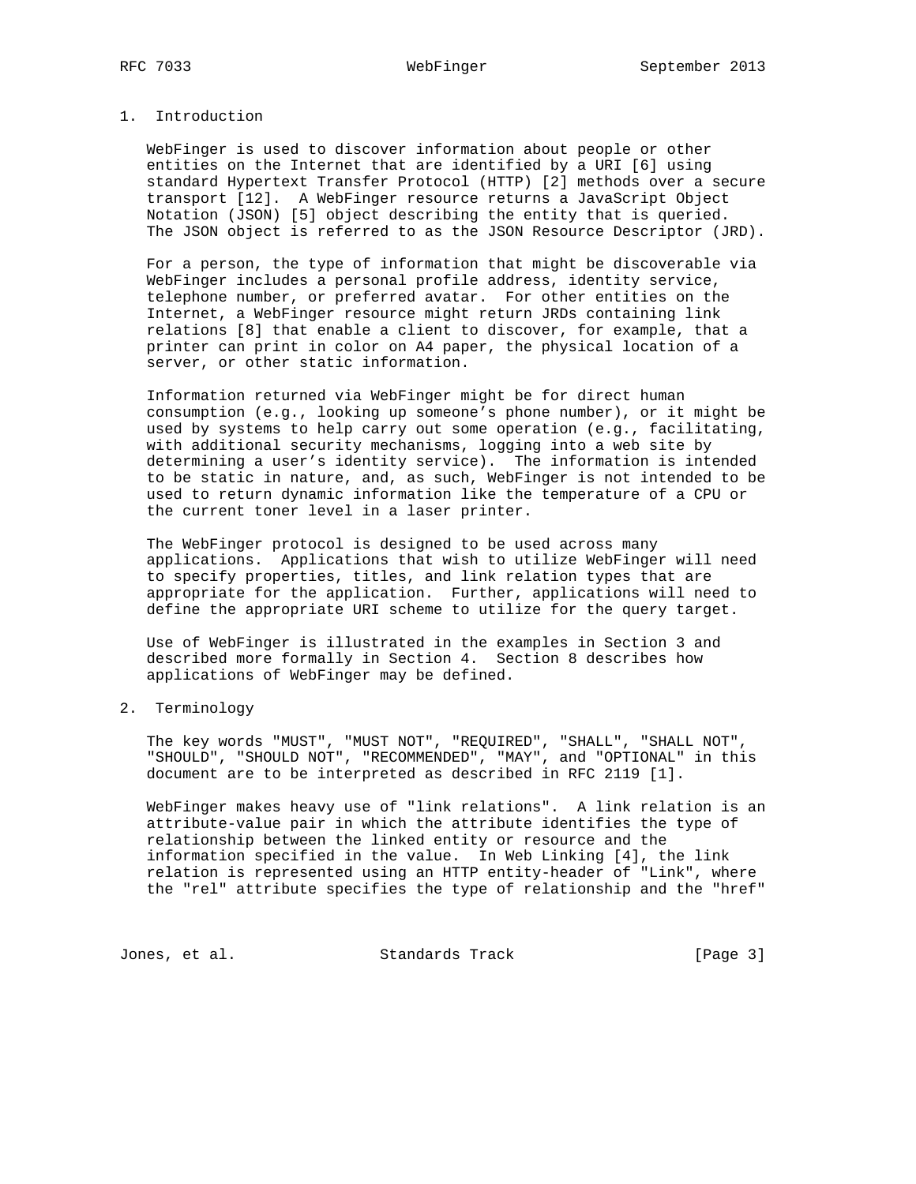## 1. Introduction

WebFinger is used to discover information about people or other entities on the Internet that are identified by a URI [6] using standard Hypertext Transfer Protocol (HTTP) [2] methods over a secure transport [12]. A WebFinger resource returns a JavaScript Object Notation (JSON) [5] object describing the entity that is queried. The JSON object is referred to as the JSON Resource Descriptor (JRD).

For a person, the type of information that might be discoverable via WebFinger includes a personal profile address, identity service, telephone number, or preferred avatar. For other entities on the Internet, a WebFinger resource might return JRDs containing link relations [8] that enable a client to discover, for example, that a printer can print in color on A4 paper, the physical location of a server, or other static information.

Information returned via WebFinger might be for direct human consumption (e.g., looking up someone's phone number), or it might be used by systems to help carry out some operation (e.g., facilitating, with additional security mechanisms, logging into a web site by determining a user's identity service). The information is intended to be static in nature, and, as such, WebFinger is not intended to be used to return dynamic information like the temperature of a CPU or the current toner level in a laser printer.

The WebFinger protocol is designed to be used across many applications. Applications that wish to utilize WebFinger will need to specify properties, titles, and link relation types that are appropriate for the application. Further, applications will need to define the appropriate URI scheme to utilize for the query target.

Use of WebFinger is illustrated in the examples in Section 3 and described more formally in Section 4. Section 8 describes how applications of WebFinger may be defined.

## 2. Terminology

The key words "MUST", "MUST NOT", "REQUIRED", "SHALL", "SHALL NOT", "SHOULD", "SHOULD NOT", "RECOMMENDED", "MAY", and "OPTIONAL" in this document are to be interpreted as described in RFC 2119 [1].

WebFinger makes heavy use of "link relations". A link relation is an attribute-value pair in which the attribute identifies the type of relationship between the linked entity or resource and the information specified in the value. In Web Linking [4], the link relation is represented using an HTTP entity-header of "Link", where the "rel" attribute specifies the type of relationship and the "href"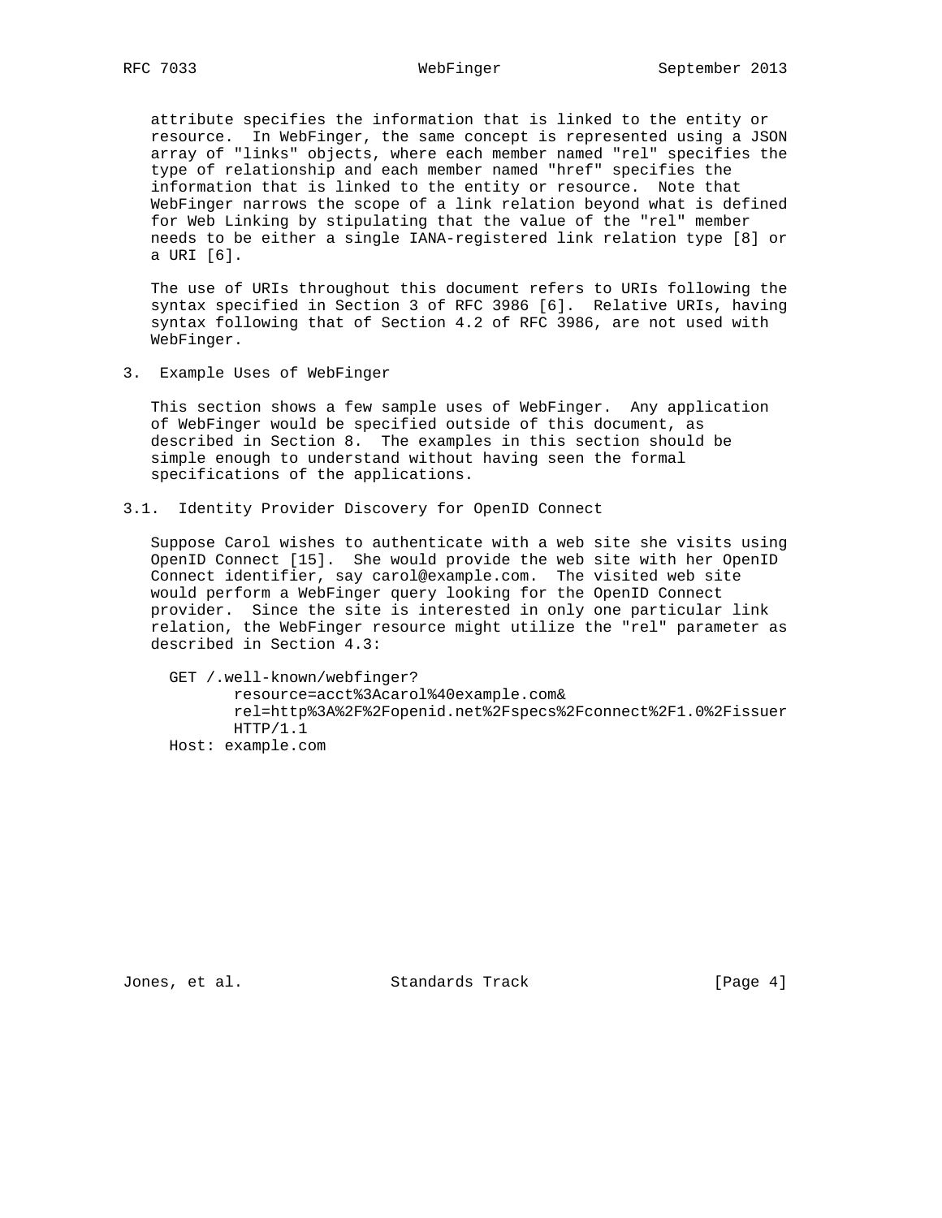attribute specifies the information that is linked to the entity or resource. In WebFinger, the same concept is represented using a JSON array of "links" objects, where each member named "rel" specifies the type of relationship and each member named "href" specifies the information that is linked to the entity or resource. Note that WebFinger narrows the scope of a link relation beyond what is defined for Web Linking by stipulating that the value of the "rel" member needs to be either a single IANA-registered link relation type [8] or a URI [6].

The use of URIs throughout this document refers to URIs following the syntax specified in Section 3 of RFC 3986 [6]. Relative URIs, having syntax following that of Section 4.2 of RFC 3986, are not used with WebFinger.

## 3. Example Uses of WebFinger

This section shows a few sample uses of WebFinger. Any application of WebFinger would be specified outside of this document, as described in Section 8. The examples in this section should be simple enough to understand without having seen the formal specifications of the applications.

### 3.1. Identity Provider Discovery for OpenID Connect

Suppose Carol wishes to authenticate with a web site she visits using OpenID Connect [15]. She would provide the web site with her OpenID Connect identifier, say carol@example.com. The visited web site would perform a WebFinger query looking for the OpenID Connect provider. Since the site is interested in only one particular link relation, the WebFinger resource might utilize the "rel" parameter as described in Section 4.3:

```
GET /.well-known/webfinger?
       resource=acct%3Acarol%40example.com&
       rel=http%3A%2F%2Fopenid.net%2Fspecs%2Fconnect%2F1.0%2Fissuer
       HTTP/1.1
Host: example.com
```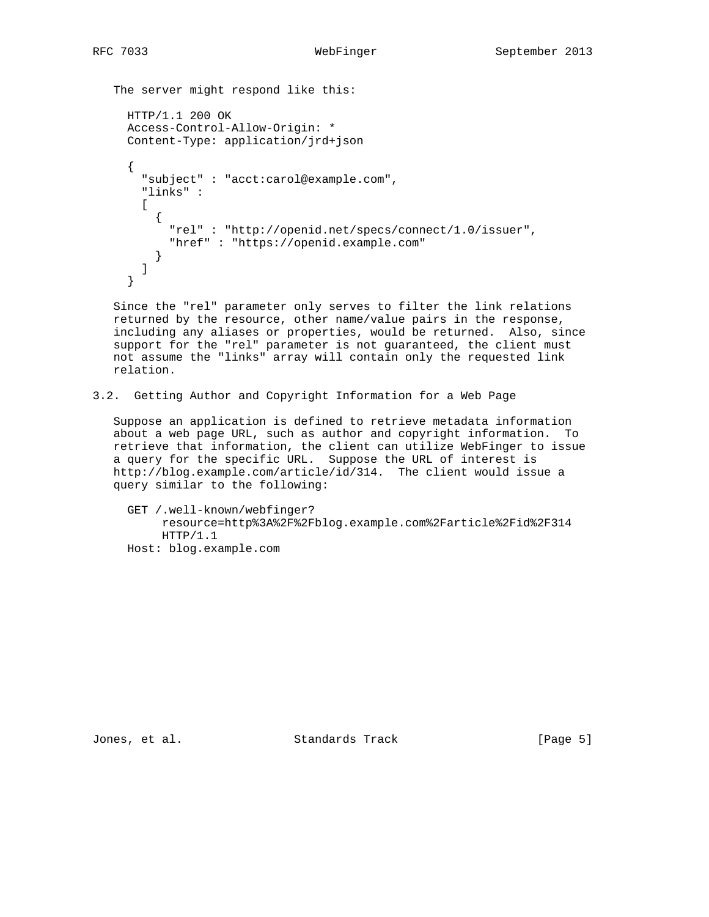The server might respond like this:

```
HTTP/1.1 200 OK
Access-Control-Allow-Origin: *
Content-Type: application/jrd+json

{
  "subject" : "acct:carol@example.com",
  "links" :
  [
    {
      "rel" : "http://openid.net/specs/connect/1.0/issuer",
      "href" : "https://openid.example.com"
    }
  ]
}
```

Since the "rel" parameter only serves to filter the link relations returned by the resource, other name/value pairs in the response, including any aliases or properties, would be returned. Also, since support for the "rel" parameter is not guaranteed, the client must not assume the "links" array will contain only the requested link relation.

## 3.2. Getting Author and Copyright Information for a Web Page

Suppose an application is defined to retrieve metadata information about a web page URL, such as author and copyright information. To retrieve that information, the client can utilize WebFinger to issue a query for the specific URL. Suppose the URL of interest is http://blog.example.com/article/id/314. The client would issue a query similar to the following:

```
GET /.well-known/webfinger?
     resource=http%3A%2F%2Fblog.example.com%2Farticle%2Fid%2F314
     HTTP/1.1
Host: blog.example.com
```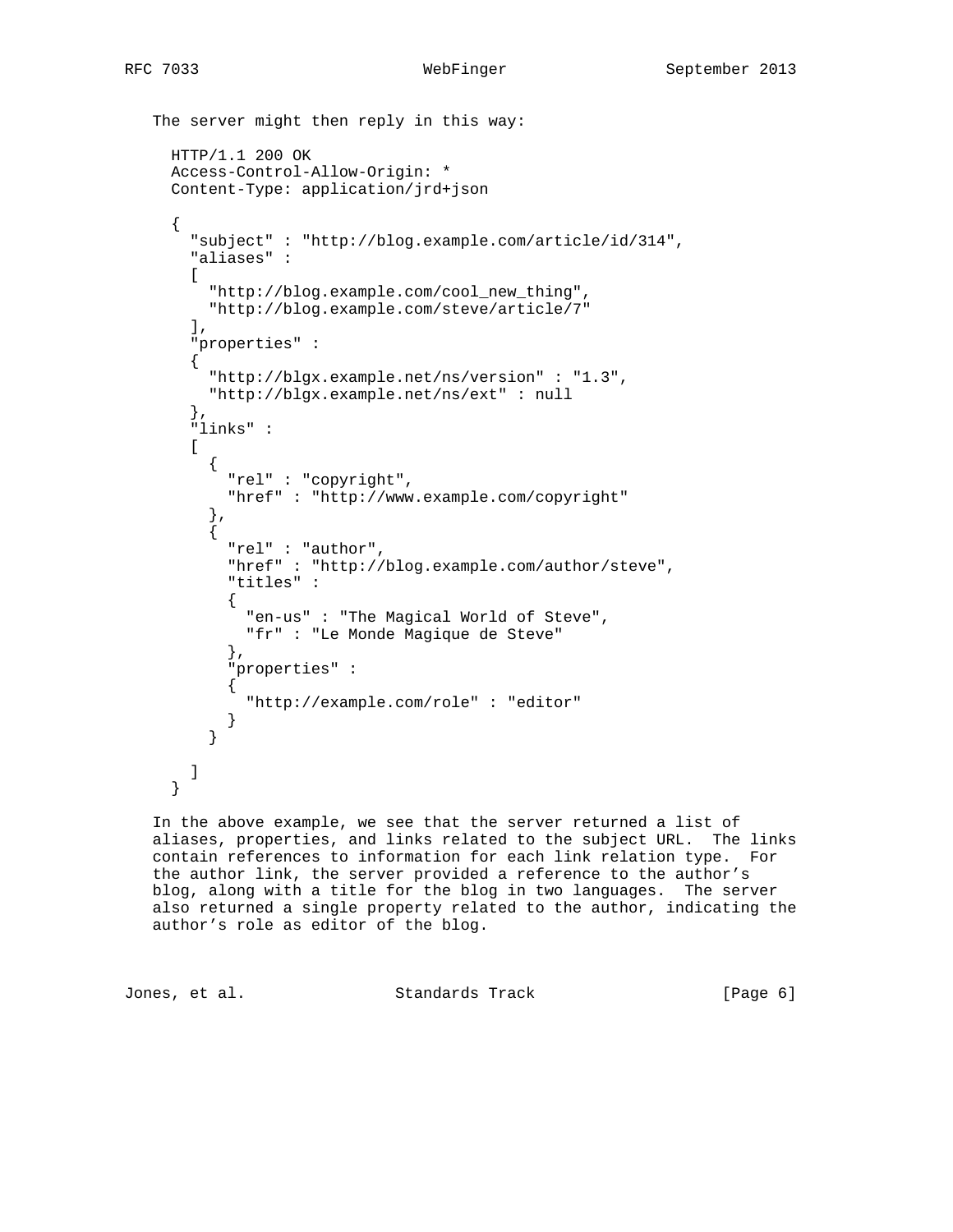The server might then reply in this way:

```
HTTP/1.1 200 OK
Access-Control-Allow-Origin: *
Content-Type: application/jrd+json

{
  "subject" : "http://blog.example.com/article/id/314",
  "aliases" :
  [
    "http://blog.example.com/cool_new_thing",
    "http://blog.example.com/steve/article/7"
  ],
  "properties" :
  {
    "http://blgx.example.net/ns/version" : "1.3",
    "http://blgx.example.net/ns/ext" : null
  },
  "links" :
  [
    {
      "rel" : "copyright",
      "href" : "http://www.example.com/copyright"
    },
    {
      "rel" : "author",
      "href" : "http://blog.example.com/author/steve",
      "titles" :
      {
        "en-us" : "The Magical World of Steve",
        "fr" : "Le Monde Magique de Steve"
      },
      "properties" :
      {
        "http://example.com/role" : "editor"
      }
    }

  ]
}
```

In the above example, we see that the server returned a list of aliases, properties, and links related to the subject URL. The links contain references to information for each link relation type. For the author link, the server provided a reference to the author's blog, along with a title for the blog in two languages. The server also returned a single property related to the author, indicating the author's role as editor of the blog.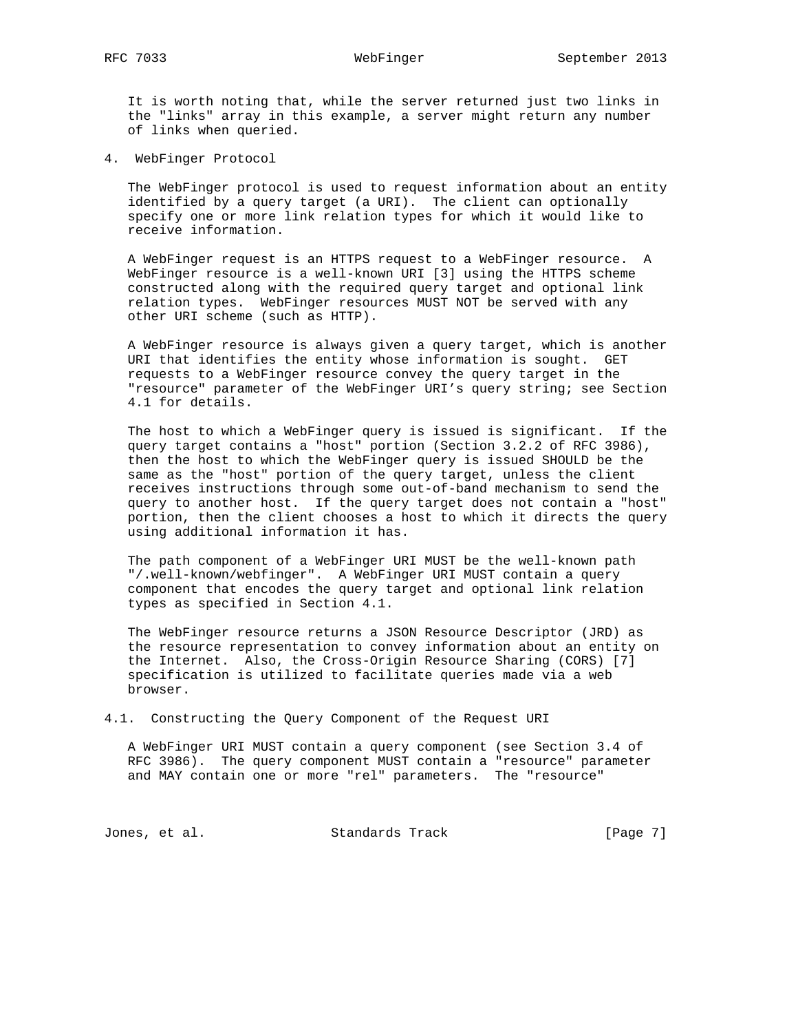It is worth noting that, while the server returned just two links in the "links" array in this example, a server might return any number of links when queried.

# 4. WebFinger Protocol

The WebFinger protocol is used to request information about an entity identified by a query target (a URI). The client can optionally specify one or more link relation types for which it would like to receive information.

A WebFinger request is an HTTPS request to a WebFinger resource. A WebFinger resource is a well-known URI [3] using the HTTPS scheme constructed along with the required query target and optional link relation types. WebFinger resources MUST NOT be served with any other URI scheme (such as HTTP).

A WebFinger resource is always given a query target, which is another URI that identifies the entity whose information is sought. GET requests to a WebFinger resource convey the query target in the "resource" parameter of the WebFinger URI's query string; see Section 4.1 for details.

The host to which a WebFinger query is issued is significant. If the query target contains a "host" portion (Section 3.2.2 of RFC 3986), then the host to which the WebFinger query is issued SHOULD be the same as the "host" portion of the query target, unless the client receives instructions through some out-of-band mechanism to send the query to another host. If the query target does not contain a "host" portion, then the client chooses a host to which it directs the query using additional information it has.

The path component of a WebFinger URI MUST be the well-known path "/.well-known/webfinger". A WebFinger URI MUST contain a query component that encodes the query target and optional link relation types as specified in Section 4.1.

The WebFinger resource returns a JSON Resource Descriptor (JRD) as the resource representation to convey information about an entity on the Internet. Also, the Cross-Origin Resource Sharing (CORS) [7] specification is utilized to facilitate queries made via a web browser.

## 4.1. Constructing the Query Component of the Request URI

A WebFinger URI MUST contain a query component (see Section 3.4 of RFC 3986). The query component MUST contain a "resource" parameter and MAY contain one or more "rel" parameters. The "resource"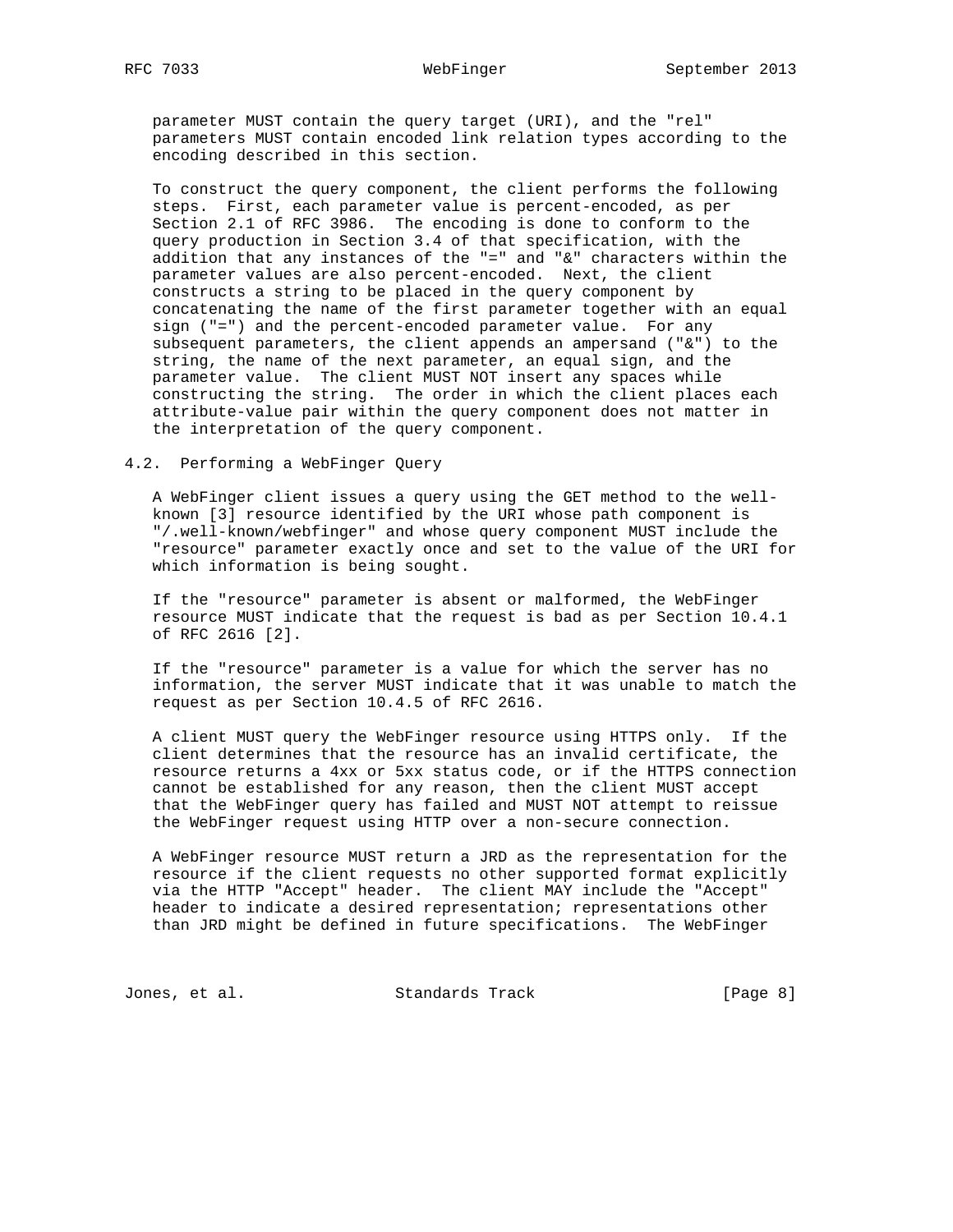parameter MUST contain the query target (URI), and the "rel" parameters MUST contain encoded link relation types according to the encoding described in this section.

To construct the query component, the client performs the following steps. First, each parameter value is percent-encoded, as per Section 2.1 of RFC 3986. The encoding is done to conform to the query production in Section 3.4 of that specification, with the addition that any instances of the "=" and "&" characters within the parameter values are also percent-encoded. Next, the client constructs a string to be placed in the query component by concatenating the name of the first parameter together with an equal sign ("=") and the percent-encoded parameter value. For any subsequent parameters, the client appends an ampersand ("&") to the string, the name of the next parameter, an equal sign, and the parameter value. The client MUST NOT insert any spaces while constructing the string. The order in which the client places each attribute-value pair within the query component does not matter in the interpretation of the query component.

## 4.2. Performing a WebFinger Query

A WebFinger client issues a query using the GET method to the well-known [3] resource identified by the URI whose path component is "/.well-known/webfinger" and whose query component MUST include the "resource" parameter exactly once and set to the value of the URI for which information is being sought.

If the "resource" parameter is absent or malformed, the WebFinger resource MUST indicate that the request is bad as per Section 10.4.1 of RFC 2616 [2].

If the "resource" parameter is a value for which the server has no information, the server MUST indicate that it was unable to match the request as per Section 10.4.5 of RFC 2616.

A client MUST query the WebFinger resource using HTTPS only. If the client determines that the resource has an invalid certificate, the resource returns a 4xx or 5xx status code, or if the HTTPS connection cannot be established for any reason, then the client MUST accept that the WebFinger query has failed and MUST NOT attempt to reissue the WebFinger request using HTTP over a non-secure connection.

A WebFinger resource MUST return a JRD as the representation for the resource if the client requests no other supported format explicitly via the HTTP "Accept" header. The client MAY include the "Accept" header to indicate a desired representation; representations other than JRD might be defined in future specifications. The WebFinger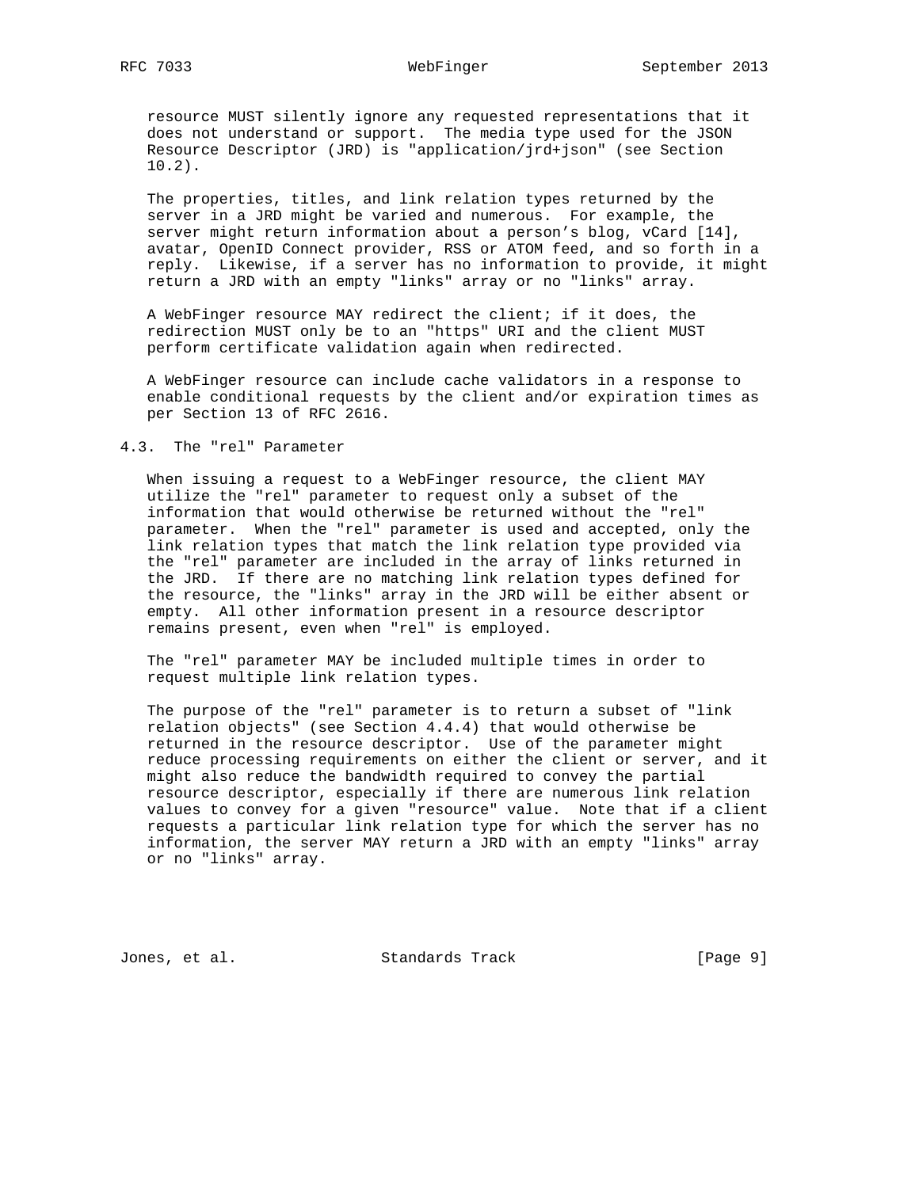resource MUST silently ignore any requested representations that it does not understand or support. The media type used for the JSON Resource Descriptor (JRD) is "application/jrd+json" (see Section 10.2).

The properties, titles, and link relation types returned by the server in a JRD might be varied and numerous. For example, the server might return information about a person's blog, vCard [14], avatar, OpenID Connect provider, RSS or ATOM feed, and so forth in a reply. Likewise, if a server has no information to provide, it might return a JRD with an empty "links" array or no "links" array.

A WebFinger resource MAY redirect the client; if it does, the redirection MUST only be to an "https" URI and the client MUST perform certificate validation again when redirected.

A WebFinger resource can include cache validators in a response to enable conditional requests by the client and/or expiration times as per Section 13 of RFC 2616.

## 4.3. The "rel" Parameter

When issuing a request to a WebFinger resource, the client MAY utilize the "rel" parameter to request only a subset of the information that would otherwise be returned without the "rel" parameter. When the "rel" parameter is used and accepted, only the link relation types that match the link relation type provided via the "rel" parameter are included in the array of links returned in the JRD. If there are no matching link relation types defined for the resource, the "links" array in the JRD will be either absent or empty. All other information present in a resource descriptor remains present, even when "rel" is employed.

The "rel" parameter MAY be included multiple times in order to request multiple link relation types.

The purpose of the "rel" parameter is to return a subset of "link relation objects" (see Section 4.4.4) that would otherwise be returned in the resource descriptor. Use of the parameter might reduce processing requirements on either the client or server, and it might also reduce the bandwidth required to convey the partial resource descriptor, especially if there are numerous link relation values to convey for a given "resource" value. Note that if a client requests a particular link relation type for which the server has no information, the server MAY return a JRD with an empty "links" array or no "links" array.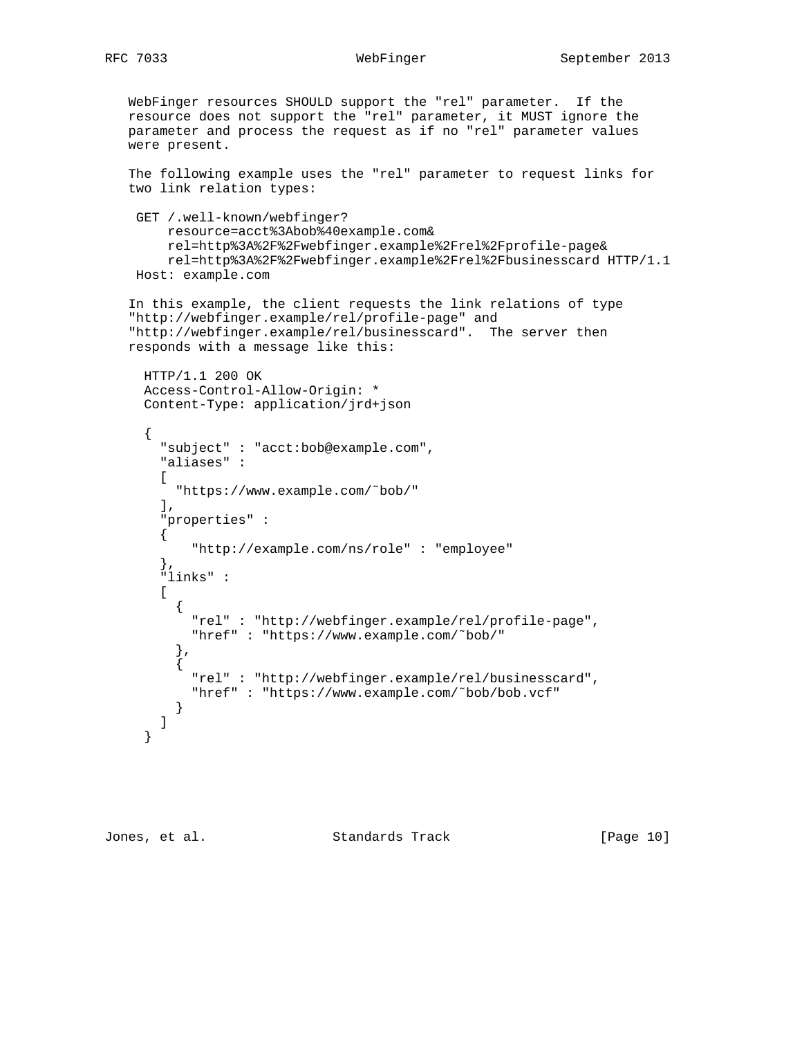WebFinger resources SHOULD support the "rel" parameter. If the resource does not support the "rel" parameter, it MUST ignore the parameter and process the request as if no "rel" parameter values were present.

The following example uses the "rel" parameter to request links for two link relation types:

```
 GET /.well-known/webfinger?
     resource=acct%3Abob%40example.com&
     rel=http%3A%2F%2Fwebfinger.example%2Frel%2Fprofile-page&
     rel=http%3A%2F%2Fwebfinger.example%2Frel%2Fbusinesscard HTTP/1.1
 Host: example.com
```

In this example, the client requests the link relations of type "http://webfinger.example/rel/profile-page" and "http://webfinger.example/rel/businesscard". The server then responds with a message like this:

```
  HTTP/1.1 200 OK
  Access-Control-Allow-Origin: *
  Content-Type: application/jrd+json

  {
    "subject" : "acct:bob@example.com",
    "aliases" :
    [
      "https://www.example.com/~bob/"
    ],
    "properties" :
    {
        "http://example.com/ns/role" : "employee"
    },
    "links" :
    [
      {
        "rel" : "http://webfinger.example/rel/profile-page",
        "href" : "https://www.example.com/~bob/"
      },
      {
        "rel" : "http://webfinger.example/rel/businesscard",
        "href" : "https://www.example.com/~bob/bob.vcf"
      }
    ]
  }
```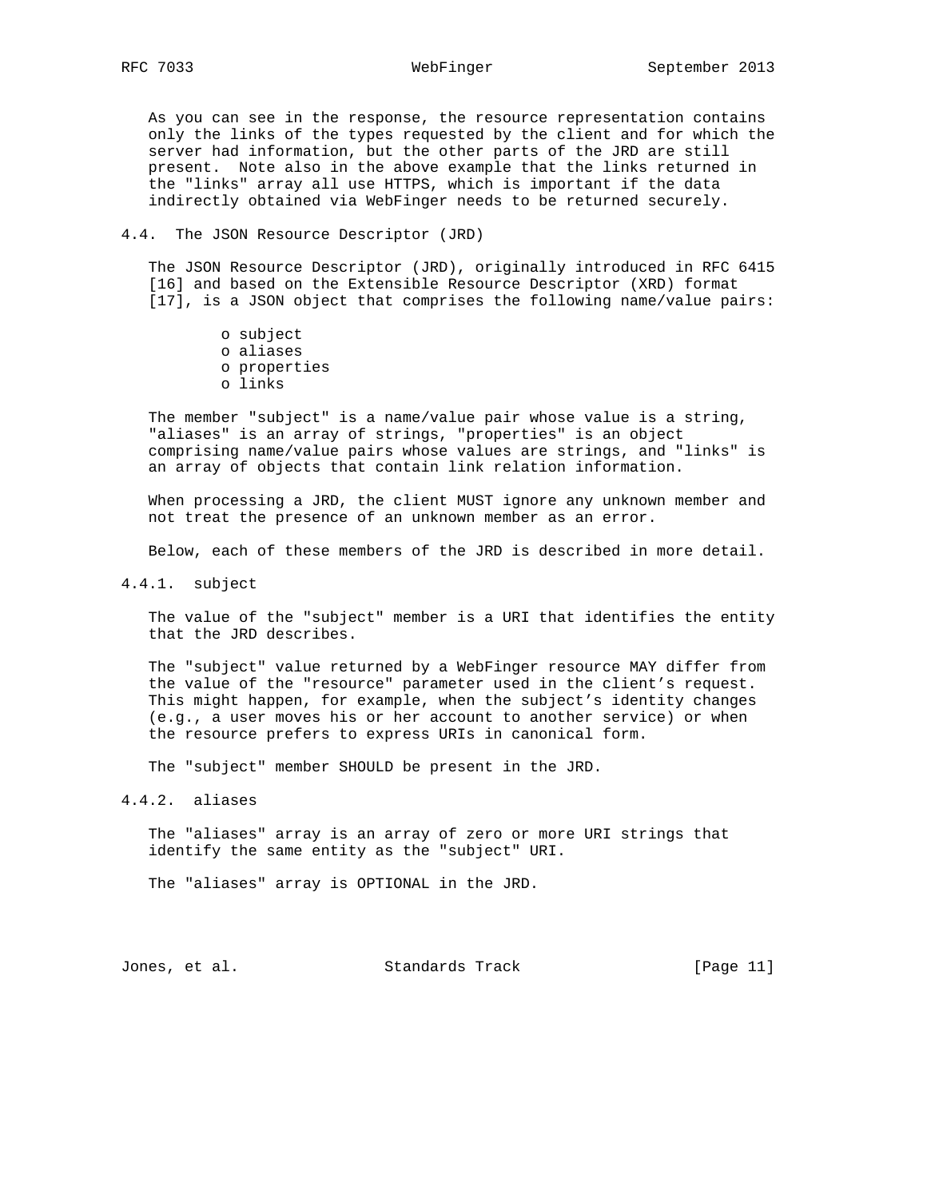As you can see in the response, the resource representation contains only the links of the types requested by the client and for which the server had information, but the other parts of the JRD are still present. Note also in the above example that the links returned in the "links" array all use HTTPS, which is important if the data indirectly obtained via WebFinger needs to be returned securely.

## 4.4. The JSON Resource Descriptor (JRD)

The JSON Resource Descriptor (JRD), originally introduced in RFC 6415 [16] and based on the Extensible Resource Descriptor (XRD) format [17], is a JSON object that comprises the following name/value pairs:

- subject
- aliases
- properties
- links

The member "subject" is a name/value pair whose value is a string, "aliases" is an array of strings, "properties" is an object comprising name/value pairs whose values are strings, and "links" is an array of objects that contain link relation information.

When processing a JRD, the client MUST ignore any unknown member and not treat the presence of an unknown member as an error.

Below, each of these members of the JRD is described in more detail.

### 4.4.1. subject

The value of the "subject" member is a URI that identifies the entity that the JRD describes.

The "subject" value returned by a WebFinger resource MAY differ from the value of the "resource" parameter used in the client's request. This might happen, for example, when the subject's identity changes (e.g., a user moves his or her account to another service) or when the resource prefers to express URIs in canonical form.

The "subject" member SHOULD be present in the JRD.

### 4.4.2. aliases

The "aliases" array is an array of zero or more URI strings that identify the same entity as the "subject" URI.

The "aliases" array is OPTIONAL in the JRD.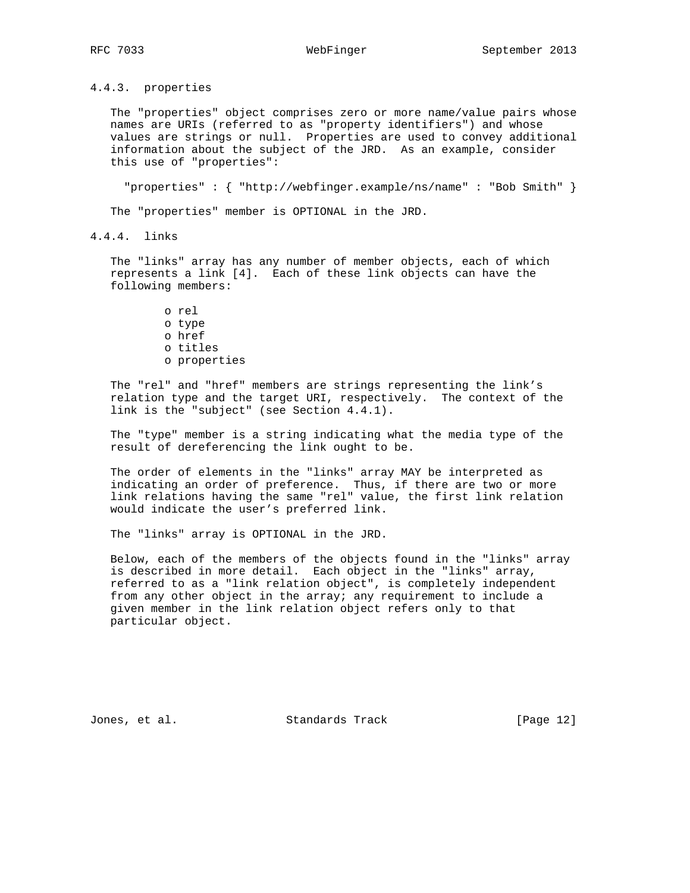#### 4.4.3. properties

The "properties" object comprises zero or more name/value pairs whose names are URIs (referred to as "property identifiers") and whose values are strings or null. Properties are used to convey additional information about the subject of the JRD. As an example, consider this use of "properties":

```
"properties" : { "http://webfinger.example/ns/name" : "Bob Smith" }
```

The "properties" member is OPTIONAL in the JRD.

#### 4.4.4. links

The "links" array has any number of member objects, each of which represents a link [4]. Each of these link objects can have the following members:

- rel
- type
- href
- titles
- properties

The "rel" and "href" members are strings representing the link's relation type and the target URI, respectively. The context of the link is the "subject" (see Section 4.4.1).

The "type" member is a string indicating what the media type of the result of dereferencing the link ought to be.

The order of elements in the "links" array MAY be interpreted as indicating an order of preference. Thus, if there are two or more link relations having the same "rel" value, the first link relation would indicate the user's preferred link.

The "links" array is OPTIONAL in the JRD.

Below, each of the members of the objects found in the "links" array is described in more detail. Each object in the "links" array, referred to as a "link relation object", is completely independent from any other object in the array; any requirement to include a given member in the link relation object refers only to that particular object.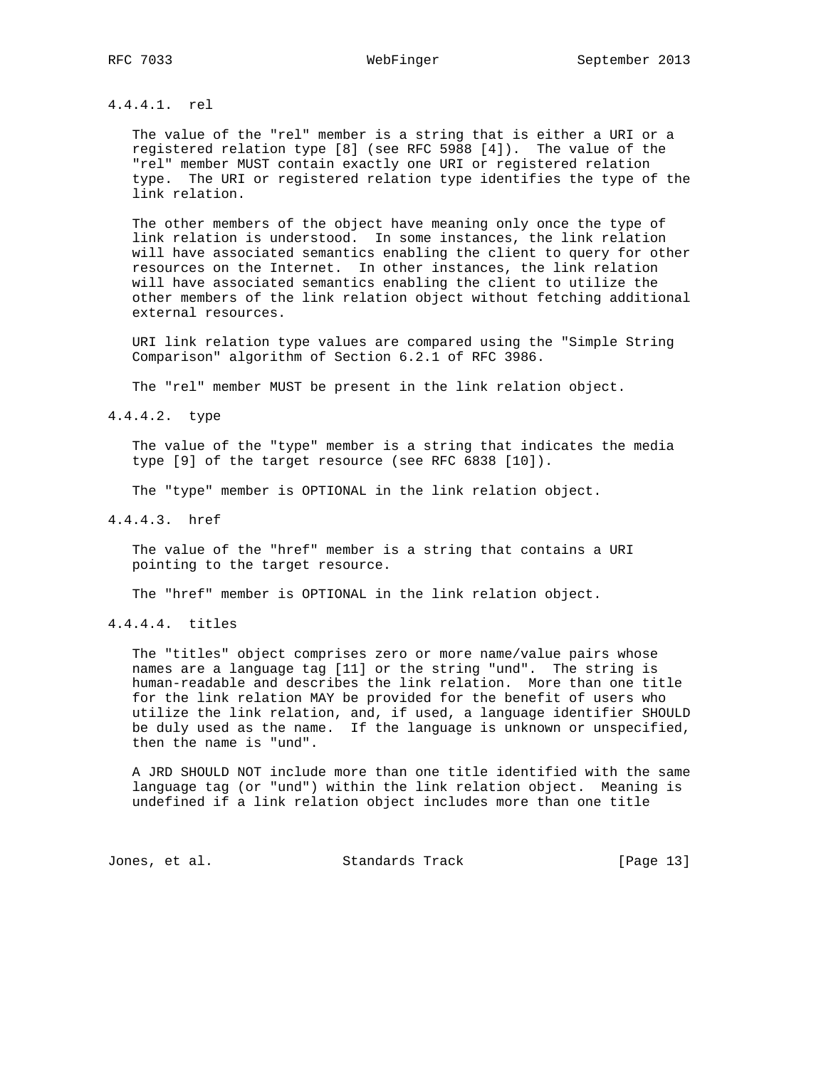#### 4.4.4.1. rel

The value of the "rel" member is a string that is either a URI or a registered relation type [8] (see RFC 5988 [4]). The value of the "rel" member MUST contain exactly one URI or registered relation type. The URI or registered relation type identifies the type of the link relation.

The other members of the object have meaning only once the type of link relation is understood. In some instances, the link relation will have associated semantics enabling the client to query for other resources on the Internet. In other instances, the link relation will have associated semantics enabling the client to utilize the other members of the link relation object without fetching additional external resources.

URI link relation type values are compared using the "Simple String Comparison" algorithm of Section 6.2.1 of RFC 3986.

The "rel" member MUST be present in the link relation object.

#### 4.4.4.2. type

The value of the "type" member is a string that indicates the media type [9] of the target resource (see RFC 6838 [10]).

The "type" member is OPTIONAL in the link relation object.

#### 4.4.4.3. href

The value of the "href" member is a string that contains a URI pointing to the target resource.

The "href" member is OPTIONAL in the link relation object.

#### 4.4.4.4. titles

The "titles" object comprises zero or more name/value pairs whose names are a language tag [11] or the string "und". The string is human-readable and describes the link relation. More than one title for the link relation MAY be provided for the benefit of users who utilize the link relation, and, if used, a language identifier SHOULD be duly used as the name. If the language is unknown or unspecified, then the name is "und".

A JRD SHOULD NOT include more than one title identified with the same language tag (or "und") within the link relation object. Meaning is undefined if a link relation object includes more than one title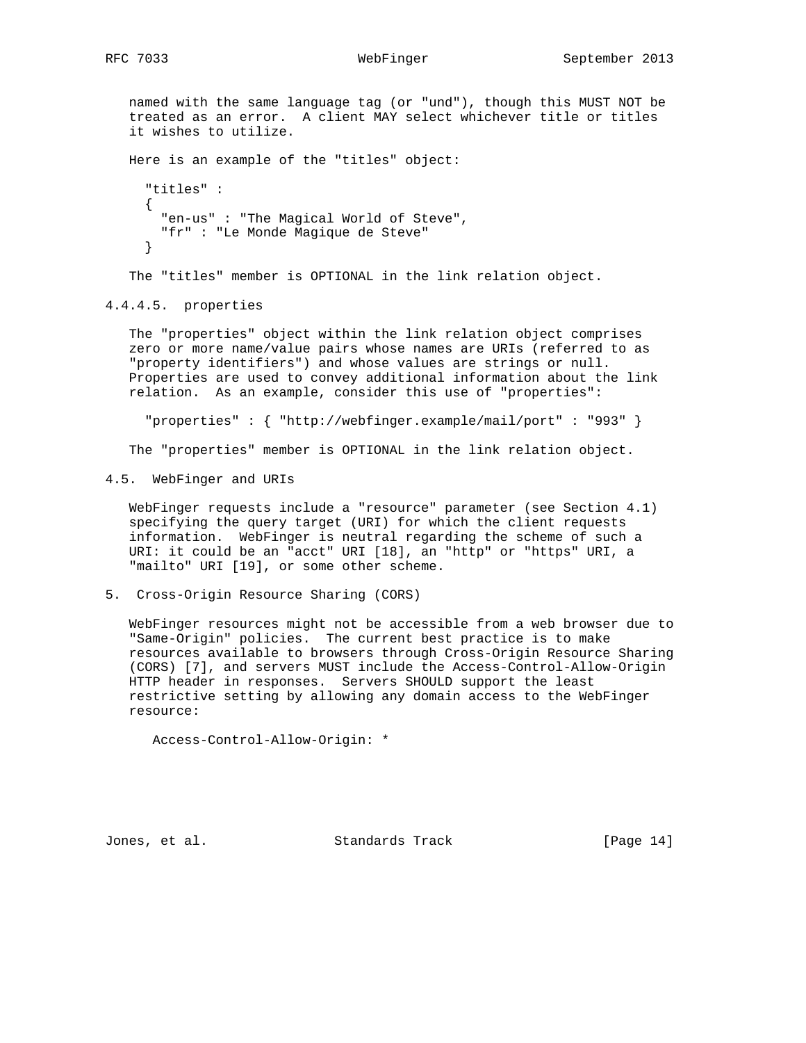named with the same language tag (or "und"), though this MUST NOT be treated as an error. A client MAY select whichever title or titles it wishes to utilize.

Here is an example of the "titles" object:

```
"titles" :
{
  "en-us" : "The Magical World of Steve",
  "fr" : "Le Monde Magique de Steve"
}
```

The "titles" member is OPTIONAL in the link relation object.

#### 4.4.4.5. properties

The "properties" object within the link relation object comprises zero or more name/value pairs whose names are URIs (referred to as "property identifiers") and whose values are strings or null. Properties are used to convey additional information about the link relation. As an example, consider this use of "properties":

```
"properties" : { "http://webfinger.example/mail/port" : "993" }
```

The "properties" member is OPTIONAL in the link relation object.

### 4.5. WebFinger and URIs

WebFinger requests include a "resource" parameter (see Section 4.1) specifying the query target (URI) for which the client requests information. WebFinger is neutral regarding the scheme of such a URI: it could be an "acct" URI [18], an "http" or "https" URI, a "mailto" URI [19], or some other scheme.

## 5. Cross-Origin Resource Sharing (CORS)

WebFinger resources might not be accessible from a web browser due to "Same-Origin" policies. The current best practice is to make resources available to browsers through Cross-Origin Resource Sharing (CORS) [7], and servers MUST include the Access-Control-Allow-Origin HTTP header in responses. Servers SHOULD support the least restrictive setting by allowing any domain access to the WebFinger resource:

```
Access-Control-Allow-Origin: *
```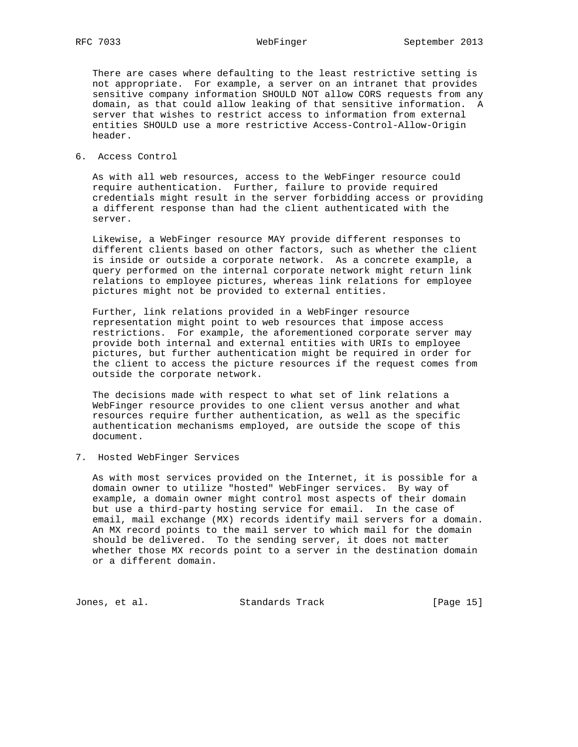There are cases where defaulting to the least restrictive setting is not appropriate. For example, a server on an intranet that provides sensitive company information SHOULD NOT allow CORS requests from any domain, as that could allow leaking of that sensitive information. A server that wishes to restrict access to information from external entities SHOULD use a more restrictive Access-Control-Allow-Origin header.

## 6. Access Control

As with all web resources, access to the WebFinger resource could require authentication. Further, failure to provide required credentials might result in the server forbidding access or providing a different response than had the client authenticated with the server.

Likewise, a WebFinger resource MAY provide different responses to different clients based on other factors, such as whether the client is inside or outside a corporate network. As a concrete example, a query performed on the internal corporate network might return link relations to employee pictures, whereas link relations for employee pictures might not be provided to external entities.

Further, link relations provided in a WebFinger resource representation might point to web resources that impose access restrictions. For example, the aforementioned corporate server may provide both internal and external entities with URIs to employee pictures, but further authentication might be required in order for the client to access the picture resources if the request comes from outside the corporate network.

The decisions made with respect to what set of link relations a WebFinger resource provides to one client versus another and what resources require further authentication, as well as the specific authentication mechanisms employed, are outside the scope of this document.

## 7. Hosted WebFinger Services

As with most services provided on the Internet, it is possible for a domain owner to utilize "hosted" WebFinger services. By way of example, a domain owner might control most aspects of their domain but use a third-party hosting service for email. In the case of email, mail exchange (MX) records identify mail servers for a domain. An MX record points to the mail server to which mail for the domain should be delivered. To the sending server, it does not matter whether those MX records point to a server in the destination domain or a different domain.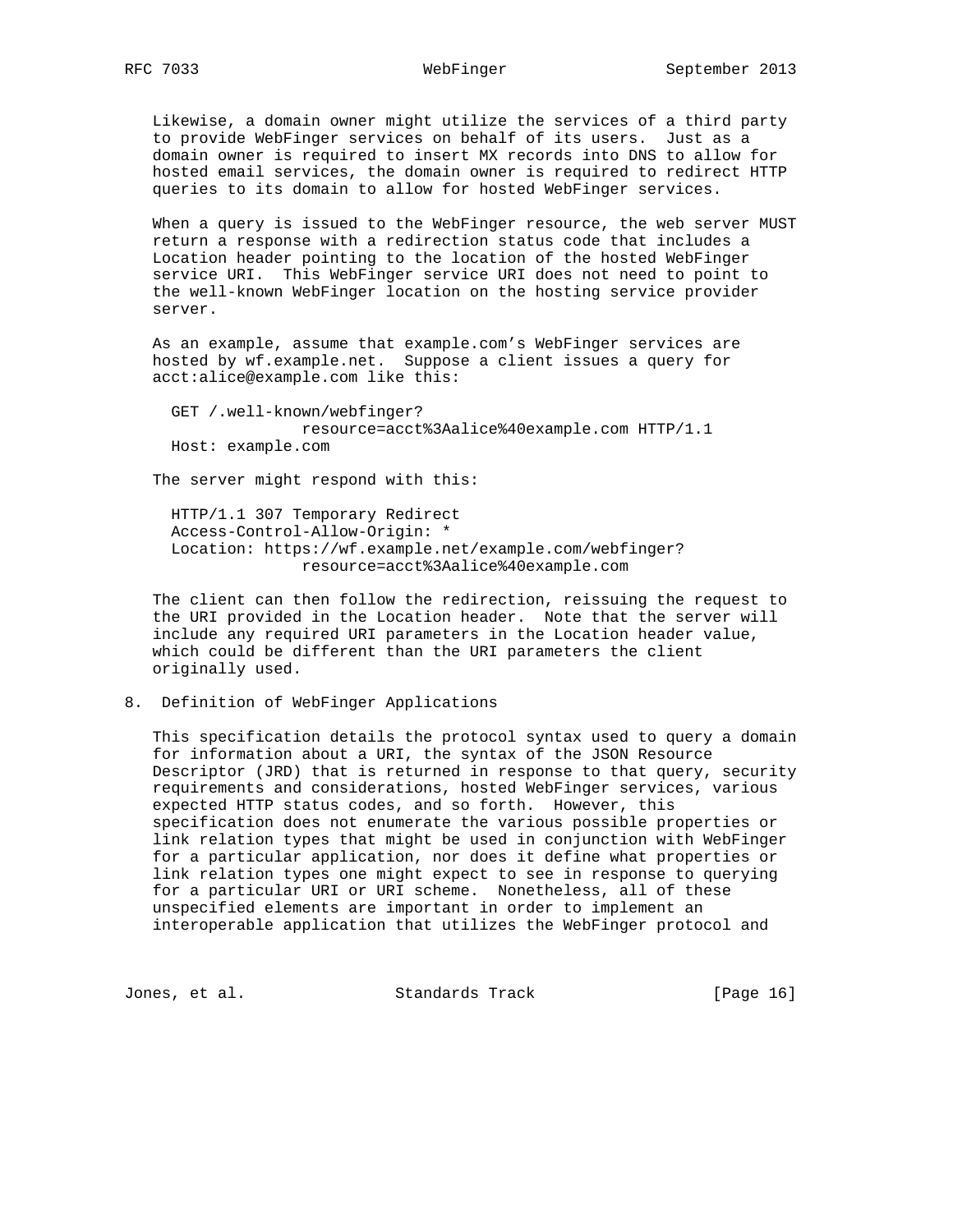Likewise, a domain owner might utilize the services of a third party to provide WebFinger services on behalf of its users. Just as a domain owner is required to insert MX records into DNS to allow for hosted email services, the domain owner is required to redirect HTTP queries to its domain to allow for hosted WebFinger services.

When a query is issued to the WebFinger resource, the web server MUST return a response with a redirection status code that includes a Location header pointing to the location of the hosted WebFinger service URI. This WebFinger service URI does not need to point to the well-known WebFinger location on the hosting service provider server.

As an example, assume that example.com's WebFinger services are hosted by wf.example.net. Suppose a client issues a query for acct:alice@example.com like this:

```
GET /.well-known/webfinger?
            resource=acct%3Aalice%40example.com HTTP/1.1
Host: example.com
```

The server might respond with this:

```
HTTP/1.1 307 Temporary Redirect
Access-Control-Allow-Origin: *
Location: https://wf.example.net/example.com/webfinger?
            resource=acct%3Aalice%40example.com
```

The client can then follow the redirection, reissuing the request to the URI provided in the Location header. Note that the server will include any required URI parameters in the Location header value, which could be different than the URI parameters the client originally used.

## 8. Definition of WebFinger Applications

This specification details the protocol syntax used to query a domain for information about a URI, the syntax of the JSON Resource Descriptor (JRD) that is returned in response to that query, security requirements and considerations, hosted WebFinger services, various expected HTTP status codes, and so forth. However, this specification does not enumerate the various possible properties or link relation types that might be used in conjunction with WebFinger for a particular application, nor does it define what properties or link relation types one might expect to see in response to querying for a particular URI or URI scheme. Nonetheless, all of these unspecified elements are important in order to implement an interoperable application that utilizes the WebFinger protocol and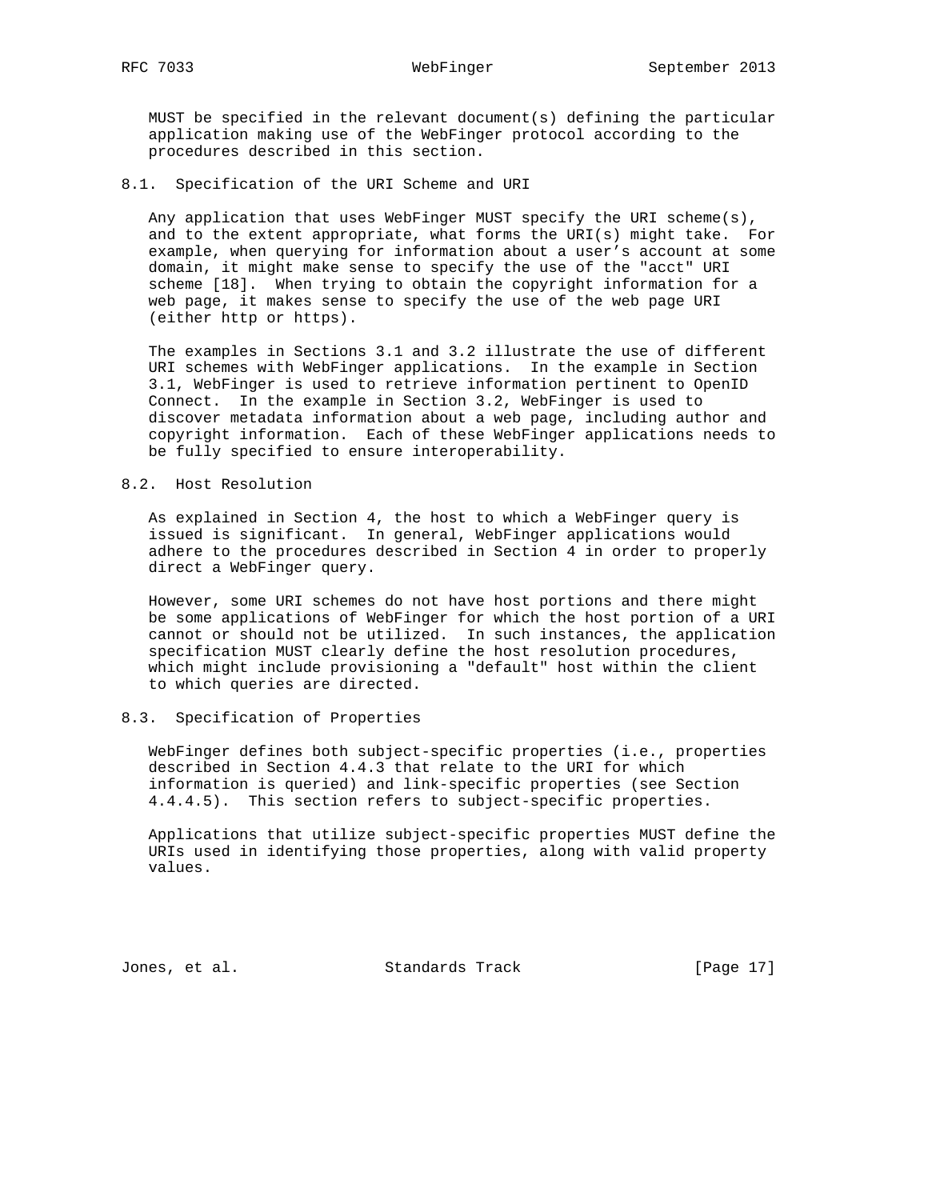MUST be specified in the relevant document(s) defining the particular application making use of the WebFinger protocol according to the procedures described in this section.

### 8.1. Specification of the URI Scheme and URI

Any application that uses WebFinger MUST specify the URI scheme(s), and to the extent appropriate, what forms the URI(s) might take. For example, when querying for information about a user's account at some domain, it might make sense to specify the use of the "acct" URI scheme [18]. When trying to obtain the copyright information for a web page, it makes sense to specify the use of the web page URI (either http or https).

The examples in Sections 3.1 and 3.2 illustrate the use of different URI schemes with WebFinger applications. In the example in Section 3.1, WebFinger is used to retrieve information pertinent to OpenID Connect. In the example in Section 3.2, WebFinger is used to discover metadata information about a web page, including author and copyright information. Each of these WebFinger applications needs to be fully specified to ensure interoperability.

### 8.2. Host Resolution

As explained in Section 4, the host to which a WebFinger query is issued is significant. In general, WebFinger applications would adhere to the procedures described in Section 4 in order to properly direct a WebFinger query.

However, some URI schemes do not have host portions and there might be some applications of WebFinger for which the host portion of a URI cannot or should not be utilized. In such instances, the application specification MUST clearly define the host resolution procedures, which might include provisioning a "default" host within the client to which queries are directed.

### 8.3. Specification of Properties

WebFinger defines both subject-specific properties (i.e., properties described in Section 4.4.3 that relate to the URI for which information is queried) and link-specific properties (see Section 4.4.4.5). This section refers to subject-specific properties.

Applications that utilize subject-specific properties MUST define the URIs used in identifying those properties, along with valid property values.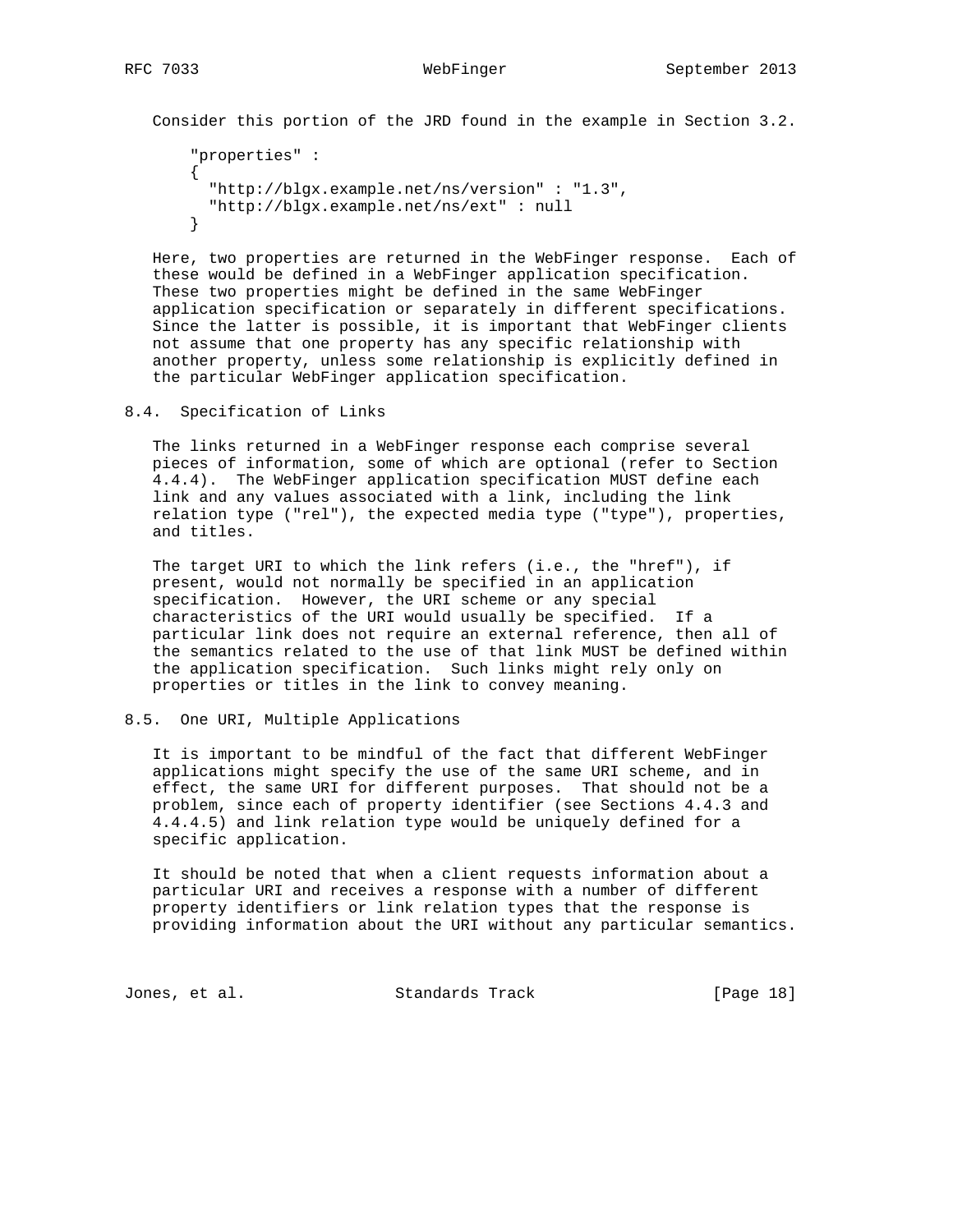Consider this portion of the JRD found in the example in Section 3.2.

```
"properties" :
{
  "http://blgx.example.net/ns/version" : "1.3",
  "http://blgx.example.net/ns/ext" : null
}
```

Here, two properties are returned in the WebFinger response. Each of these would be defined in a WebFinger application specification. These two properties might be defined in the same WebFinger application specification or separately in different specifications. Since the latter is possible, it is important that WebFinger clients not assume that one property has any specific relationship with another property, unless some relationship is explicitly defined in the particular WebFinger application specification.

## 8.4. Specification of Links

The links returned in a WebFinger response each comprise several pieces of information, some of which are optional (refer to Section 4.4.4). The WebFinger application specification MUST define each link and any values associated with a link, including the link relation type ("rel"), the expected media type ("type"), properties, and titles.

The target URI to which the link refers (i.e., the "href"), if present, would not normally be specified in an application specification. However, the URI scheme or any special characteristics of the URI would usually be specified. If a particular link does not require an external reference, then all of the semantics related to the use of that link MUST be defined within the application specification. Such links might rely only on properties or titles in the link to convey meaning.

## 8.5. One URI, Multiple Applications

It is important to be mindful of the fact that different WebFinger applications might specify the use of the same URI scheme, and in effect, the same URI for different purposes. That should not be a problem, since each of property identifier (see Sections 4.4.3 and 4.4.4.5) and link relation type would be uniquely defined for a specific application.

It should be noted that when a client requests information about a particular URI and receives a response with a number of different property identifiers or link relation types that the response is providing information about the URI without any particular semantics.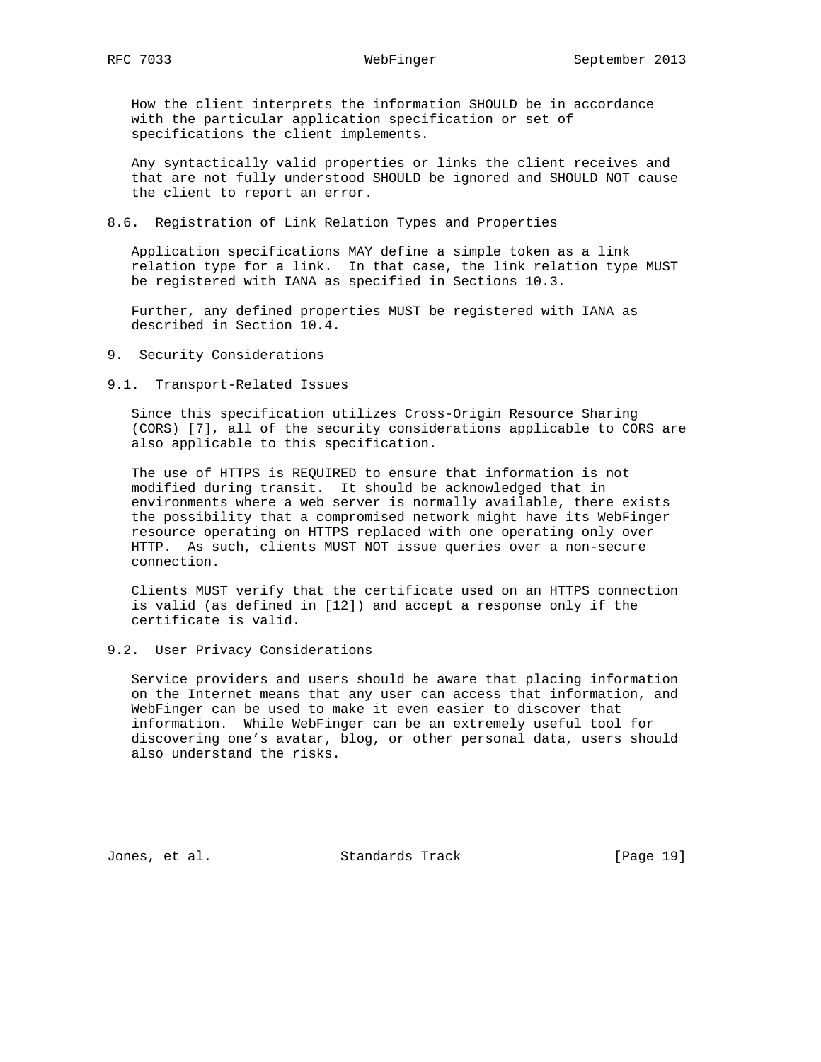How the client interprets the information SHOULD be in accordance with the particular application specification or set of specifications the client implements.

Any syntactically valid properties or links the client receives and that are not fully understood SHOULD be ignored and SHOULD NOT cause the client to report an error.

### 8.6. Registration of Link Relation Types and Properties

Application specifications MAY define a simple token as a link relation type for a link. In that case, the link relation type MUST be registered with IANA as specified in Sections 10.3.

Further, any defined properties MUST be registered with IANA as described in Section 10.4.

## 9. Security Considerations

### 9.1. Transport-Related Issues

Since this specification utilizes Cross-Origin Resource Sharing (CORS) [7], all of the security considerations applicable to CORS are also applicable to this specification.

The use of HTTPS is REQUIRED to ensure that information is not modified during transit. It should be acknowledged that in environments where a web server is normally available, there exists the possibility that a compromised network might have its WebFinger resource operating on HTTPS replaced with one operating only over HTTP. As such, clients MUST NOT issue queries over a non-secure connection.

Clients MUST verify that the certificate used on an HTTPS connection is valid (as defined in [12]) and accept a response only if the certificate is valid.

### 9.2. User Privacy Considerations

Service providers and users should be aware that placing information on the Internet means that any user can access that information, and WebFinger can be used to make it even easier to discover that information. While WebFinger can be an extremely useful tool for discovering one's avatar, blog, or other personal data, users should also understand the risks.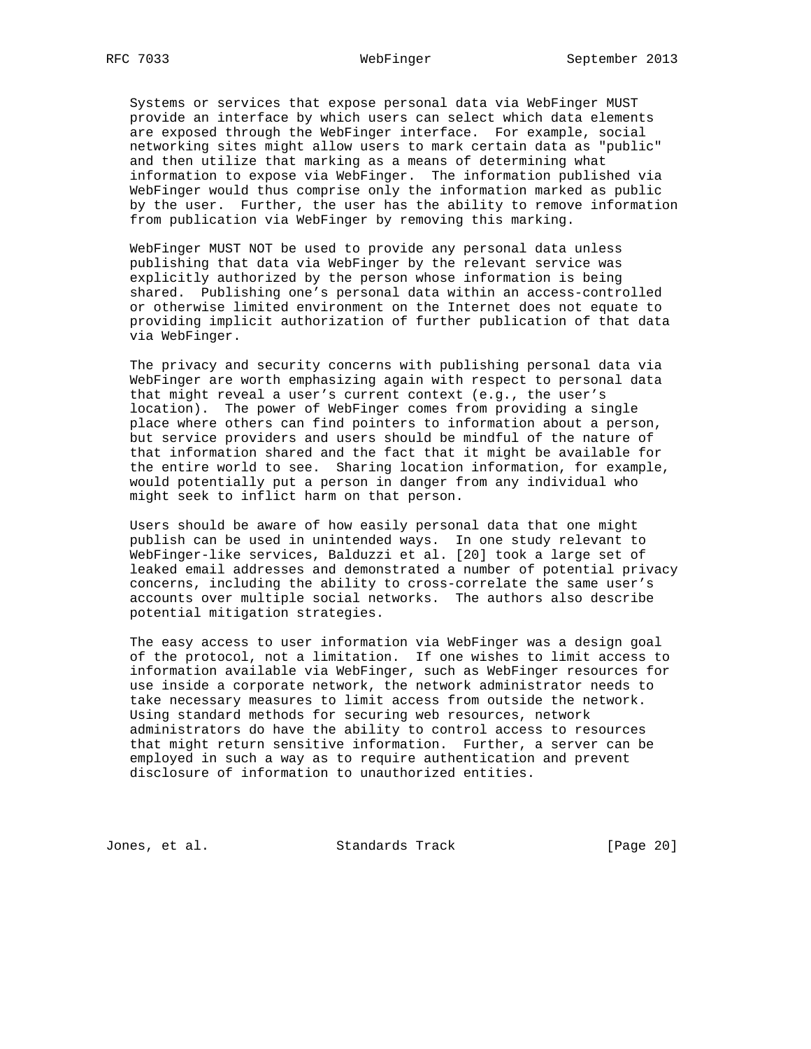Systems or services that expose personal data via WebFinger MUST provide an interface by which users can select which data elements are exposed through the WebFinger interface. For example, social networking sites might allow users to mark certain data as "public" and then utilize that marking as a means of determining what information to expose via WebFinger. The information published via WebFinger would thus comprise only the information marked as public by the user. Further, the user has the ability to remove information from publication via WebFinger by removing this marking.

WebFinger MUST NOT be used to provide any personal data unless publishing that data via WebFinger by the relevant service was explicitly authorized by the person whose information is being shared. Publishing one's personal data within an access-controlled or otherwise limited environment on the Internet does not equate to providing implicit authorization of further publication of that data via WebFinger.

The privacy and security concerns with publishing personal data via WebFinger are worth emphasizing again with respect to personal data that might reveal a user's current context (e.g., the user's location). The power of WebFinger comes from providing a single place where others can find pointers to information about a person, but service providers and users should be mindful of the nature of that information shared and the fact that it might be available for the entire world to see. Sharing location information, for example, would potentially put a person in danger from any individual who might seek to inflict harm on that person.

Users should be aware of how easily personal data that one might publish can be used in unintended ways. In one study relevant to WebFinger-like services, Balduzzi et al. [20] took a large set of leaked email addresses and demonstrated a number of potential privacy concerns, including the ability to cross-correlate the same user's accounts over multiple social networks. The authors also describe potential mitigation strategies.

The easy access to user information via WebFinger was a design goal of the protocol, not a limitation. If one wishes to limit access to information available via WebFinger, such as WebFinger resources for use inside a corporate network, the network administrator needs to take necessary measures to limit access from outside the network. Using standard methods for securing web resources, network administrators do have the ability to control access to resources that might return sensitive information. Further, a server can be employed in such a way as to require authentication and prevent disclosure of information to unauthorized entities.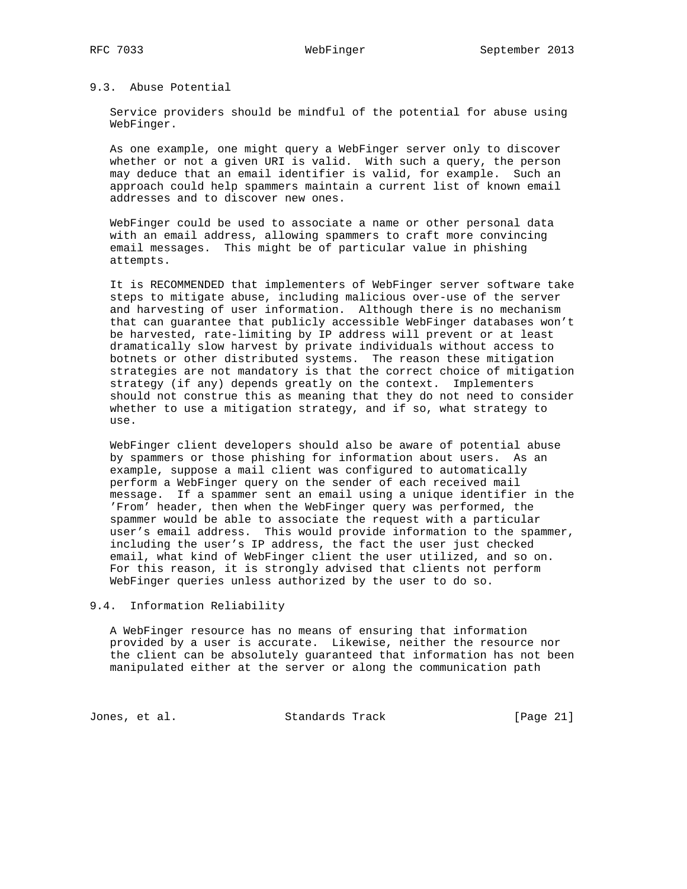### 9.3. Abuse Potential

Service providers should be mindful of the potential for abuse using WebFinger.

As one example, one might query a WebFinger server only to discover whether or not a given URI is valid. With such a query, the person may deduce that an email identifier is valid, for example. Such an approach could help spammers maintain a current list of known email addresses and to discover new ones.

WebFinger could be used to associate a name or other personal data with an email address, allowing spammers to craft more convincing email messages. This might be of particular value in phishing attempts.

It is RECOMMENDED that implementers of WebFinger server software take steps to mitigate abuse, including malicious over-use of the server and harvesting of user information. Although there is no mechanism that can guarantee that publicly accessible WebFinger databases won't be harvested, rate-limiting by IP address will prevent or at least dramatically slow harvest by private individuals without access to botnets or other distributed systems. The reason these mitigation strategies are not mandatory is that the correct choice of mitigation strategy (if any) depends greatly on the context. Implementers should not construe this as meaning that they do not need to consider whether to use a mitigation strategy, and if so, what strategy to use.

WebFinger client developers should also be aware of potential abuse by spammers or those phishing for information about users. As an example, suppose a mail client was configured to automatically perform a WebFinger query on the sender of each received mail message. If a spammer sent an email using a unique identifier in the 'From' header, then when the WebFinger query was performed, the spammer would be able to associate the request with a particular user's email address. This would provide information to the spammer, including the user's IP address, the fact the user just checked email, what kind of WebFinger client the user utilized, and so on. For this reason, it is strongly advised that clients not perform WebFinger queries unless authorized by the user to do so.

### 9.4. Information Reliability

A WebFinger resource has no means of ensuring that information provided by a user is accurate. Likewise, neither the resource nor the client can be absolutely guaranteed that information has not been manipulated either at the server or along the communication path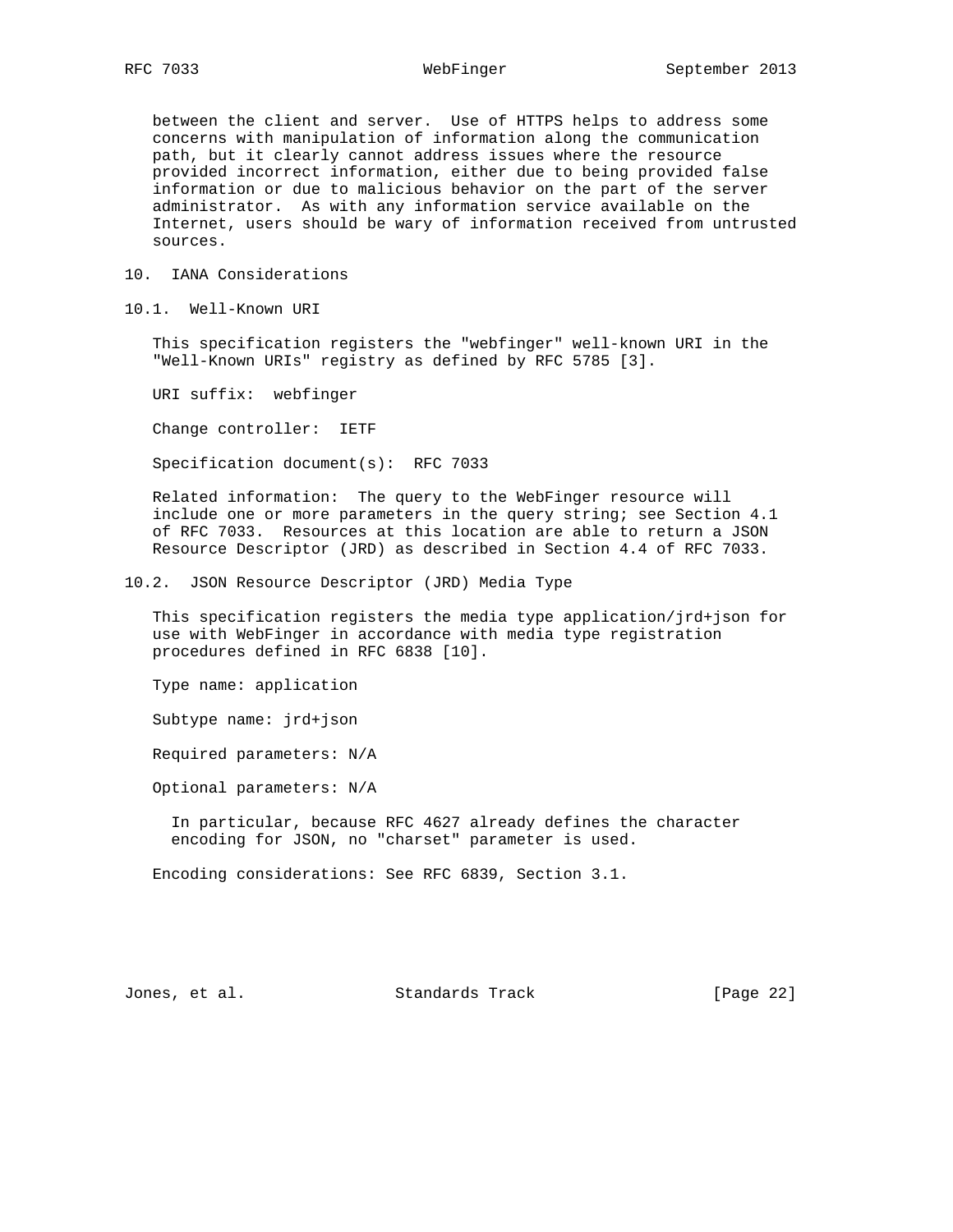between the client and server. Use of HTTPS helps to address some concerns with manipulation of information along the communication path, but it clearly cannot address issues where the resource provided incorrect information, either due to being provided false information or due to malicious behavior on the part of the server administrator. As with any information service available on the Internet, users should be wary of information received from untrusted sources.

## 10. IANA Considerations

### 10.1. Well-Known URI

This specification registers the "webfinger" well-known URI in the "Well-Known URIs" registry as defined by RFC 5785 [3].

URI suffix: webfinger

Change controller: IETF

Specification document(s): RFC 7033

Related information: The query to the WebFinger resource will include one or more parameters in the query string; see Section 4.1 of RFC 7033. Resources at this location are able to return a JSON Resource Descriptor (JRD) as described in Section 4.4 of RFC 7033.

### 10.2. JSON Resource Descriptor (JRD) Media Type

This specification registers the media type application/jrd+json for use with WebFinger in accordance with media type registration procedures defined in RFC 6838 [10].

Type name: application

Subtype name: jrd+json

Required parameters: N/A

Optional parameters: N/A

In particular, because RFC 4627 already defines the character encoding for JSON, no "charset" parameter is used.

Encoding considerations: See RFC 6839, Section 3.1.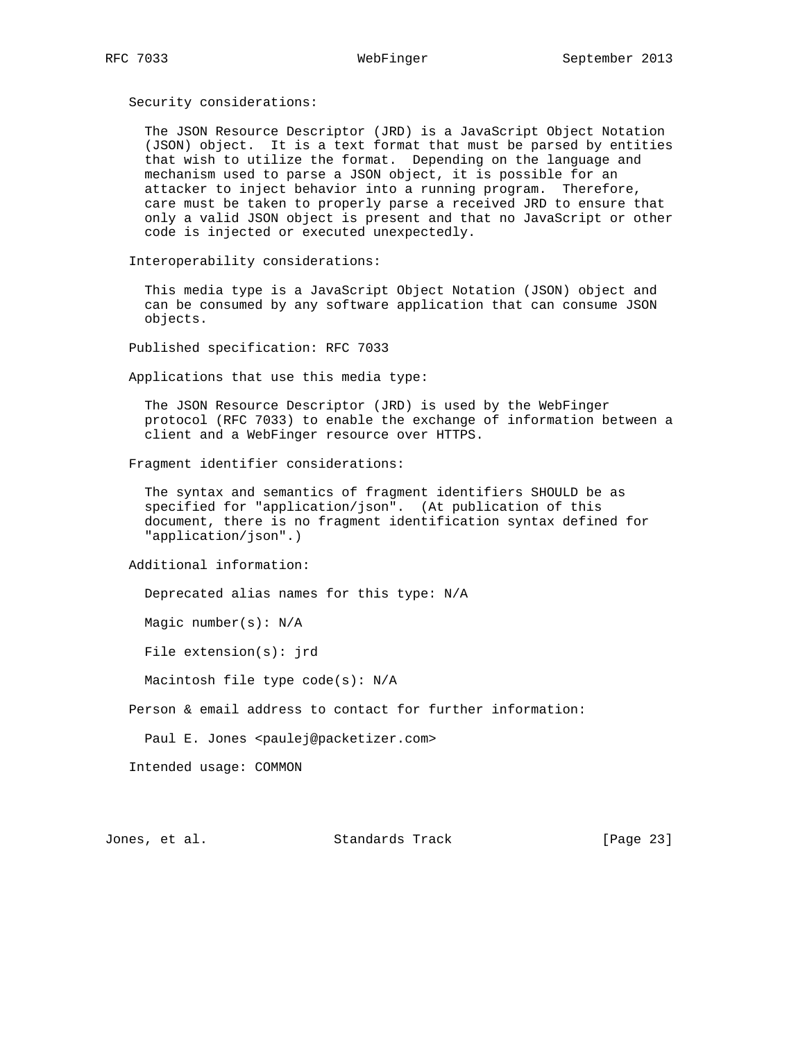Security considerations:

The JSON Resource Descriptor (JRD) is a JavaScript Object Notation (JSON) object. It is a text format that must be parsed by entities that wish to utilize the format. Depending on the language and mechanism used to parse a JSON object, it is possible for an attacker to inject behavior into a running program. Therefore, care must be taken to properly parse a received JRD to ensure that only a valid JSON object is present and that no JavaScript or other code is injected or executed unexpectedly.

Interoperability considerations:

This media type is a JavaScript Object Notation (JSON) object and can be consumed by any software application that can consume JSON objects.

Published specification: RFC 7033

Applications that use this media type:

The JSON Resource Descriptor (JRD) is used by the WebFinger protocol (RFC 7033) to enable the exchange of information between a client and a WebFinger resource over HTTPS.

Fragment identifier considerations:

The syntax and semantics of fragment identifiers SHOULD be as specified for "application/json". (At publication of this document, there is no fragment identification syntax defined for "application/json".)

Additional information:

Deprecated alias names for this type: N/A

Magic number(s): N/A

File extension(s): jrd

Macintosh file type code(s): N/A

Person & email address to contact for further information:

Paul E. Jones <paulej@packetizer.com>

Intended usage: COMMON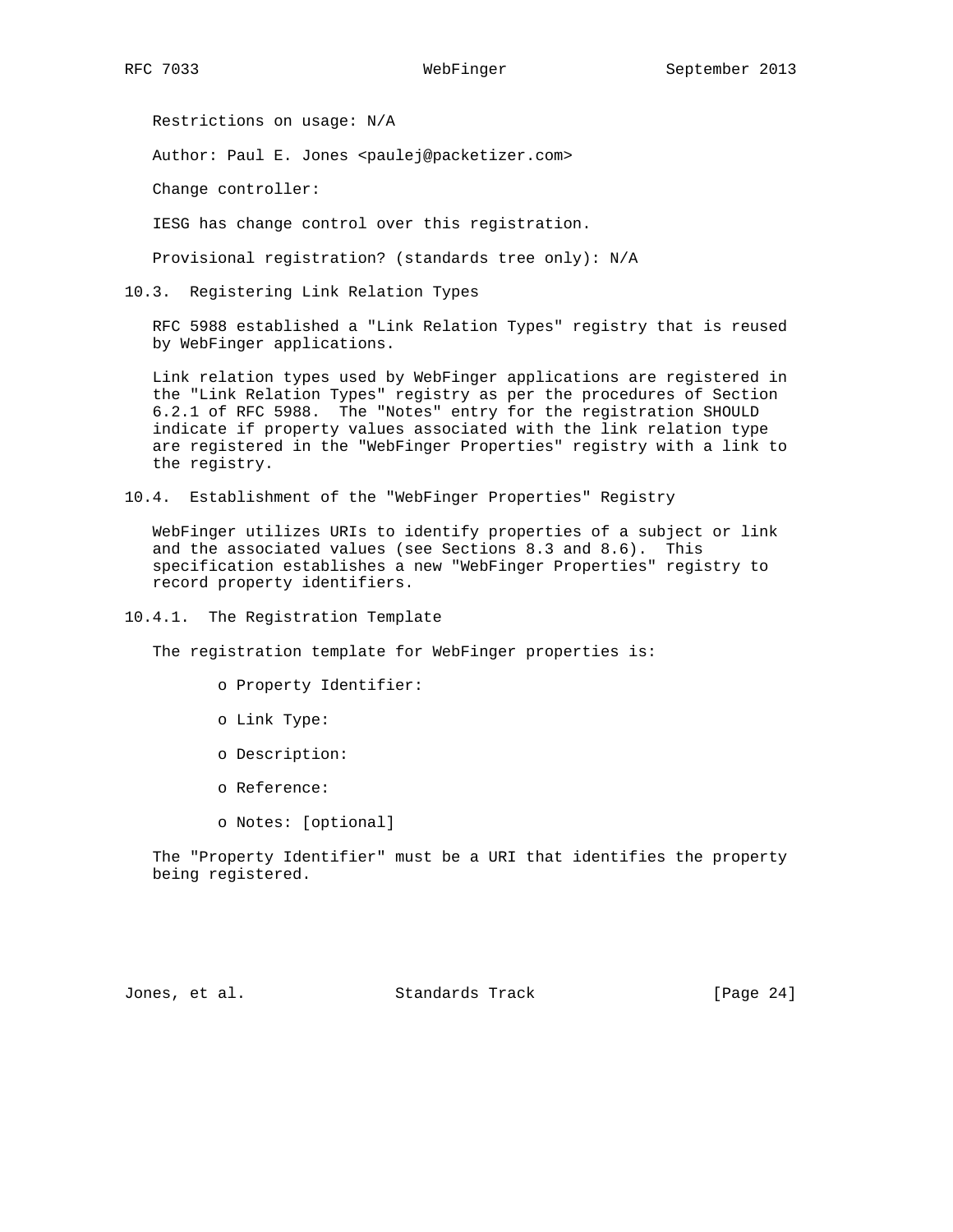Restrictions on usage: N/A

Author: Paul E. Jones <paulej@packetizer.com>

Change controller:

IESG has change control over this registration.

Provisional registration? (standards tree only): N/A

### 10.3. Registering Link Relation Types

RFC 5988 established a "Link Relation Types" registry that is reused by WebFinger applications.

Link relation types used by WebFinger applications are registered in the "Link Relation Types" registry as per the procedures of Section 6.2.1 of RFC 5988. The "Notes" entry for the registration SHOULD indicate if property values associated with the link relation type are registered in the "WebFinger Properties" registry with a link to the registry.

### 10.4. Establishment of the "WebFinger Properties" Registry

WebFinger utilizes URIs to identify properties of a subject or link and the associated values (see Sections 8.3 and 8.6). This specification establishes a new "WebFinger Properties" registry to record property identifiers.

#### 10.4.1. The Registration Template

The registration template for WebFinger properties is:

- Property Identifier:
- Link Type:
- Description:
- Reference:
- Notes: [optional]

The "Property Identifier" must be a URI that identifies the property being registered.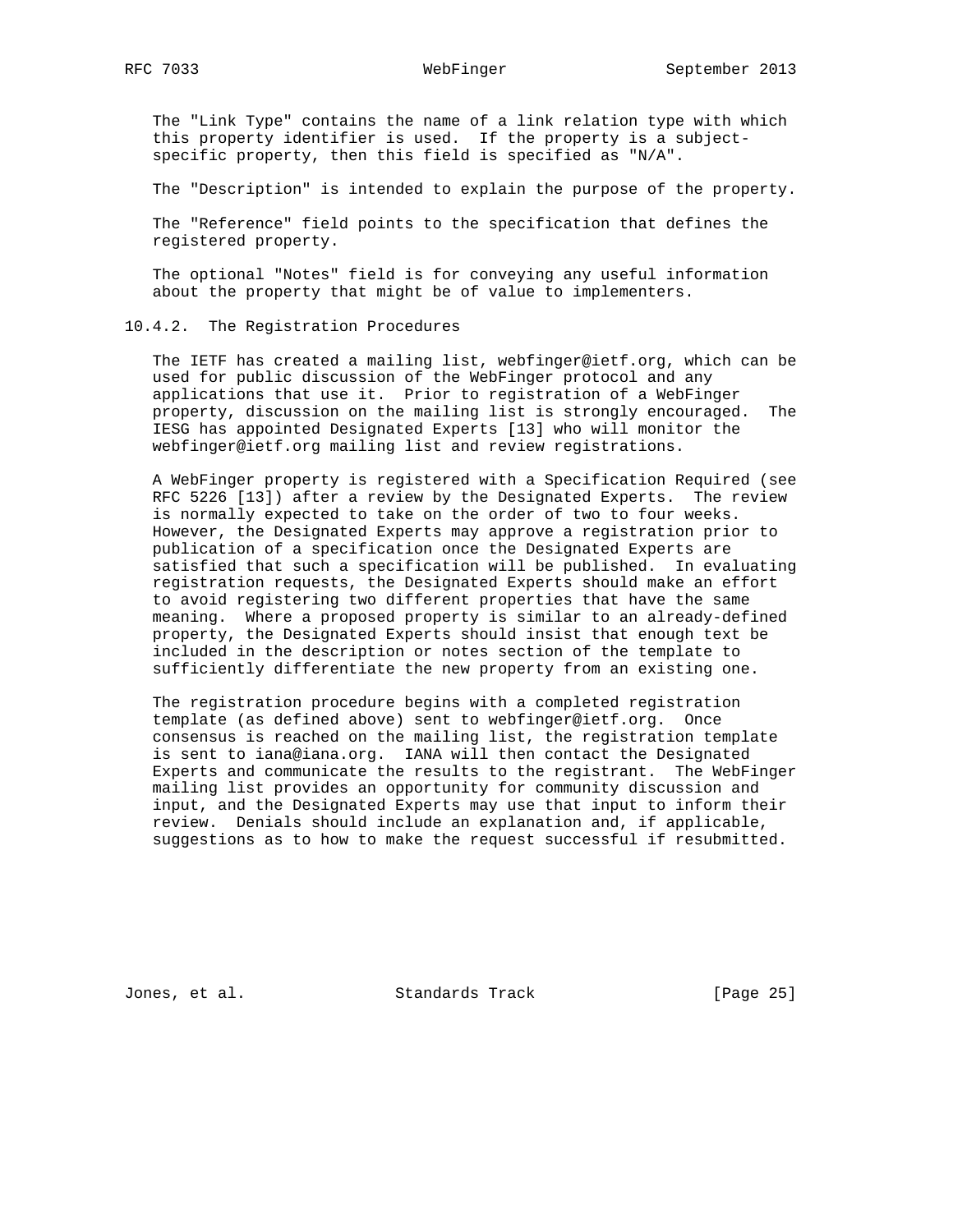The "Link Type" contains the name of a link relation type with which this property identifier is used. If the property is a subject-specific property, then this field is specified as "N/A".

The "Description" is intended to explain the purpose of the property.

The "Reference" field points to the specification that defines the registered property.

The optional "Notes" field is for conveying any useful information about the property that might be of value to implementers.

### 10.4.2. The Registration Procedures

The IETF has created a mailing list, webfinger@ietf.org, which can be used for public discussion of the WebFinger protocol and any applications that use it. Prior to registration of a WebFinger property, discussion on the mailing list is strongly encouraged. The IESG has appointed Designated Experts [13] who will monitor the webfinger@ietf.org mailing list and review registrations.

A WebFinger property is registered with a Specification Required (see RFC 5226 [13]) after a review by the Designated Experts. The review is normally expected to take on the order of two to four weeks. However, the Designated Experts may approve a registration prior to publication of a specification once the Designated Experts are satisfied that such a specification will be published. In evaluating registration requests, the Designated Experts should make an effort to avoid registering two different properties that have the same meaning. Where a proposed property is similar to an already-defined property, the Designated Experts should insist that enough text be included in the description or notes section of the template to sufficiently differentiate the new property from an existing one.

The registration procedure begins with a completed registration template (as defined above) sent to webfinger@ietf.org. Once consensus is reached on the mailing list, the registration template is sent to iana@iana.org. IANA will then contact the Designated Experts and communicate the results to the registrant. The WebFinger mailing list provides an opportunity for community discussion and input, and the Designated Experts may use that input to inform their review. Denials should include an explanation and, if applicable, suggestions as to how to make the request successful if resubmitted.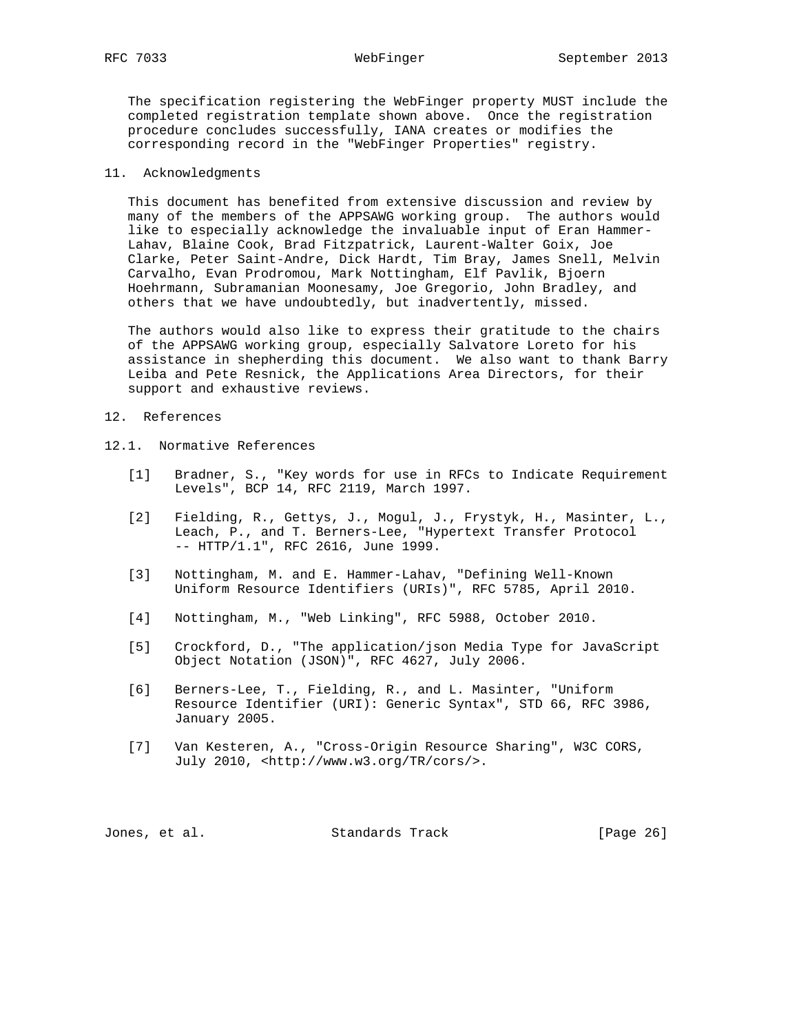The specification registering the WebFinger property MUST include the completed registration template shown above. Once the registration procedure concludes successfully, IANA creates or modifies the corresponding record in the "WebFinger Properties" registry.

## 11. Acknowledgments

This document has benefited from extensive discussion and review by many of the members of the APPSAWG working group. The authors would like to especially acknowledge the invaluable input of Eran Hammer-Lahav, Blaine Cook, Brad Fitzpatrick, Laurent-Walter Goix, Joe Clarke, Peter Saint-Andre, Dick Hardt, Tim Bray, James Snell, Melvin Carvalho, Evan Prodromou, Mark Nottingham, Elf Pavlik, Bjoern Hoehrmann, Subramanian Moonesamy, Joe Gregorio, John Bradley, and others that we have undoubtedly, but inadvertently, missed.

The authors would also like to express their gratitude to the chairs of the APPSAWG working group, especially Salvatore Loreto for his assistance in shepherding this document. We also want to thank Barry Leiba and Pete Resnick, the Applications Area Directors, for their support and exhaustive reviews.

## 12. References

### 12.1. Normative References

[1] Bradner, S., "Key words for use in RFCs to Indicate Requirement Levels", BCP 14, RFC 2119, March 1997.

[2] Fielding, R., Gettys, J., Mogul, J., Frystyk, H., Masinter, L., Leach, P., and T. Berners-Lee, "Hypertext Transfer Protocol -- HTTP/1.1", RFC 2616, June 1999.

[3] Nottingham, M. and E. Hammer-Lahav, "Defining Well-Known Uniform Resource Identifiers (URIs)", RFC 5785, April 2010.

[4] Nottingham, M., "Web Linking", RFC 5988, October 2010.

[5] Crockford, D., "The application/json Media Type for JavaScript Object Notation (JSON)", RFC 4627, July 2006.

[6] Berners-Lee, T., Fielding, R., and L. Masinter, "Uniform Resource Identifier (URI): Generic Syntax", STD 66, RFC 3986, January 2005.

[7] Van Kesteren, A., "Cross-Origin Resource Sharing", W3C CORS, July 2010, <http://www.w3.org/TR/cors/>.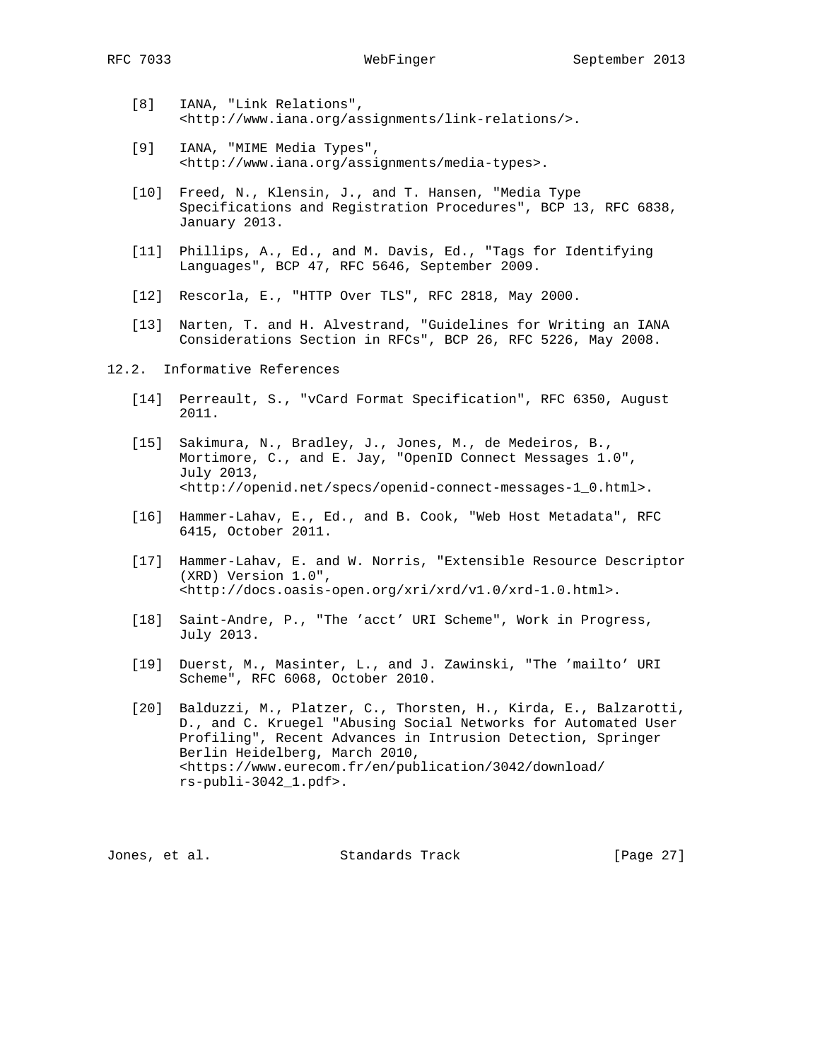[8] IANA, "Link Relations", <http://www.iana.org/assignments/link-relations/>.

[9] IANA, "MIME Media Types", <http://www.iana.org/assignments/media-types>.

[10] Freed, N., Klensin, J., and T. Hansen, "Media Type Specifications and Registration Procedures", BCP 13, RFC 6838, January 2013.

[11] Phillips, A., Ed., and M. Davis, Ed., "Tags for Identifying Languages", BCP 47, RFC 5646, September 2009.

[12] Rescorla, E., "HTTP Over TLS", RFC 2818, May 2000.

[13] Narten, T. and H. Alvestrand, "Guidelines for Writing an IANA Considerations Section in RFCs", BCP 26, RFC 5226, May 2008.

## 12.2. Informative References

[14] Perreault, S., "vCard Format Specification", RFC 6350, August 2011.

[15] Sakimura, N., Bradley, J., Jones, M., de Medeiros, B., Mortimore, C., and E. Jay, "OpenID Connect Messages 1.0", July 2013, <http://openid.net/specs/openid-connect-messages-1_0.html>.

[16] Hammer-Lahav, E., Ed., and B. Cook, "Web Host Metadata", RFC 6415, October 2011.

[17] Hammer-Lahav, E. and W. Norris, "Extensible Resource Descriptor (XRD) Version 1.0", <http://docs.oasis-open.org/xri/xrd/v1.0/xrd-1.0.html>.

[18] Saint-Andre, P., "The 'acct' URI Scheme", Work in Progress, July 2013.

[19] Duerst, M., Masinter, L., and J. Zawinski, "The 'mailto' URI Scheme", RFC 6068, October 2010.

[20] Balduzzi, M., Platzer, C., Thorsten, H., Kirda, E., Balzarotti, D., and C. Kruegel "Abusing Social Networks for Automated User Profiling", Recent Advances in Intrusion Detection, Springer Berlin Heidelberg, March 2010, <https://www.eurecom.fr/en/publication/3042/download/rs-publi-3042_1.pdf>.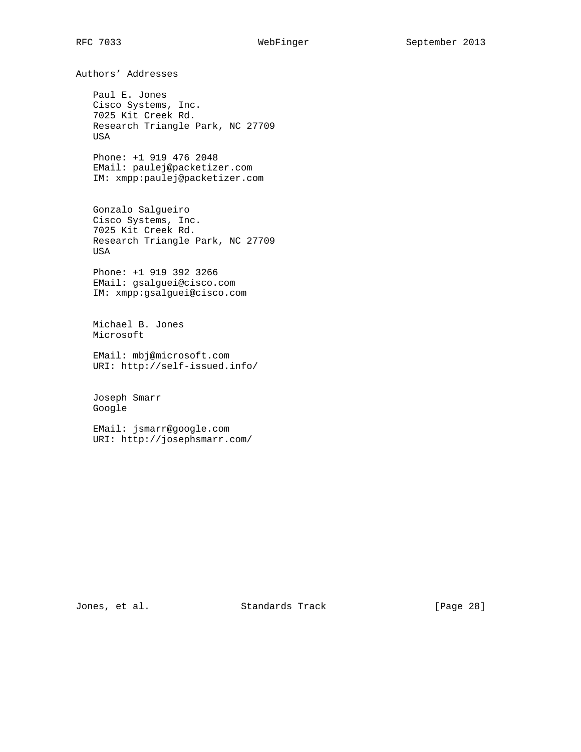## Authors' Addresses

Paul E. Jones
Cisco Systems, Inc.
7025 Kit Creek Rd.
Research Triangle Park, NC 27709
USA

Phone: +1 919 476 2048
EMail: paulej@packetizer.com
IM: xmpp:paulej@packetizer.com

Gonzalo Salgueiro
Cisco Systems, Inc.
7025 Kit Creek Rd.
Research Triangle Park, NC 27709
USA

Phone: +1 919 392 3266
EMail: gsalguei@cisco.com
IM: xmpp:gsalguei@cisco.com

Michael B. Jones
Microsoft

EMail: mbj@microsoft.com
URI: http://self-issued.info/

Joseph Smarr
Google

EMail: jsmarr@google.com
URI: http://josephsmarr.com/